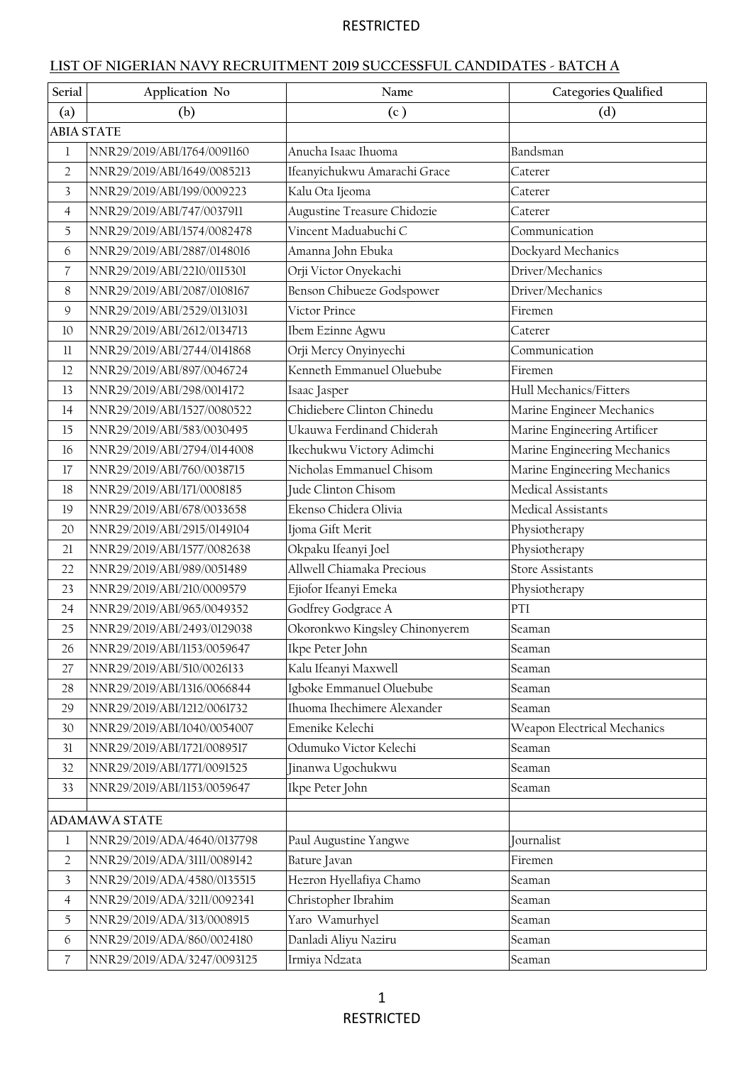RESTRICTED

## LIST OF NIGERIAN NAVY RECRUITMENT 2019 SUCCESSFUL CANDIDATES - BATCH A

| Serial | Application No | Name | Categories Qualified |
|---|---|---|---|
| (a) | (b) | (c ) | (d) |
| ABIA STATE | | | |
| 1 | NNR29/2019/ABI/1764/0091160 | Anucha Isaac Ihuoma | Bandsman |
| 2 | NNR29/2019/ABI/1649/0085213 | Ifeanyichukwu Amarachi Grace | Caterer |
| 3 | NNR29/2019/ABI/199/0009223 | Kalu Ota Ijeoma | Caterer |
| 4 | NNR29/2019/ABI/747/0037911 | Augustine Treasure Chidozie | Caterer |
| 5 | NNR29/2019/ABI/1574/0082478 | Vincent Maduabuchi C | Communication |
| 6 | NNR29/2019/ABI/2887/0148016 | Amanna John Ebuka | Dockyard Mechanics |
| 7 | NNR29/2019/ABI/2210/0115301 | Orji Victor Onyekachi | Driver/Mechanics |
| 8 | NNR29/2019/ABI/2087/0108167 | Benson Chibueze Godspower | Driver/Mechanics |
| 9 | NNR29/2019/ABI/2529/0131031 | Victor Prince | Firemen |
| 10 | NNR29/2019/ABI/2612/0134713 | Ibem Ezinne Agwu | Caterer |
| 11 | NNR29/2019/ABI/2744/0141868 | Orji Mercy Onyinyechi | Communication |
| 12 | NNR29/2019/ABI/897/0046724 | Kenneth Emmanuel Oluebube | Firemen |
| 13 | NNR29/2019/ABI/298/0014172 | Isaac Jasper | Hull Mechanics/Fitters |
| 14 | NNR29/2019/ABI/1527/0080522 | Chidiebere Clinton Chinedu | Marine Engineer Mechanics |
| 15 | NNR29/2019/ABI/583/0030495 | Ukauwa Ferdinand Chiderah | Marine Engineering Artificer |
| 16 | NNR29/2019/ABI/2794/0144008 | Ikechukwu Victory Adimchi | Marine Engineering Mechanics |
| 17 | NNR29/2019/ABI/760/0038715 | Nicholas Emmanuel Chisom | Marine Engineering Mechanics |
| 18 | NNR29/2019/ABI/171/0008185 | Jude Clinton Chisom | Medical Assistants |
| 19 | NNR29/2019/ABI/678/0033658 | Ekenso Chidera Olivia | Medical Assistants |
| 20 | NNR29/2019/ABI/2915/0149104 | Ijoma Gift Merit | Physiotherapy |
| 21 | NNR29/2019/ABI/1577/0082638 | Okpaku Ifeanyi Joel | Physiotherapy |
| 22 | NNR29/2019/ABI/989/0051489 | Allwell Chiamaka Precious | Store Assistants |
| 23 | NNR29/2019/ABI/210/0009579 | Ejiofor Ifeanyi Emeka | Physiotherapy |
| 24 | NNR29/2019/ABI/965/0049352 | Godfrey Godgrace A | PTI |
| 25 | NNR29/2019/ABI/2493/0129038 | Okoronkwo Kingsley Chinonyerem | Seaman |
| 26 | NNR29/2019/ABI/1153/0059647 | Ikpe Peter John | Seaman |
| 27 | NNR29/2019/ABI/510/0026133 | Kalu Ifeanyi Maxwell | Seaman |
| 28 | NNR29/2019/ABI/1316/0066844 | Igboke Emmanuel Oluebube | Seaman |
| 29 | NNR29/2019/ABI/1212/0061732 | Ihuoma Ihechimere Alexander | Seaman |
| 30 | NNR29/2019/ABI/1040/0054007 | Emenike Kelechi | Weapon Electrical Mechanics |
| 31 | NNR29/2019/ABI/1721/0089517 | Odumuko Victor Kelechi | Seaman |
| 32 | NNR29/2019/ABI/1771/0091525 | Jinanwa Ugochukwu | Seaman |
| 33 | NNR29/2019/ABI/1153/0059647 | Ikpe Peter John | Seaman |
| | | | |
| ADAMAWA STATE | | | |
| 1 | NNR29/2019/ADA/4640/0137798 | Paul Augustine Yangwe | Journalist |
| 2 | NNR29/2019/ADA/3111/0089142 | Bature Javan | Firemen |
| 3 | NNR29/2019/ADA/4580/0135515 | Hezron Hyellafiya Chamo | Seaman |
| 4 | NNR29/2019/ADA/3211/0092341 | Christopher Ibrahim | Seaman |
| 5 | NNR29/2019/ADA/313/0008915 | Yaro Wamurhyel | Seaman |
| 6 | NNR29/2019/ADA/860/0024180 | Danladi Aliyu Naziru | Seaman |
| 7 | NNR29/2019/ADA/3247/0093125 | Irmiya Ndzata | Seaman |

RESTRICTED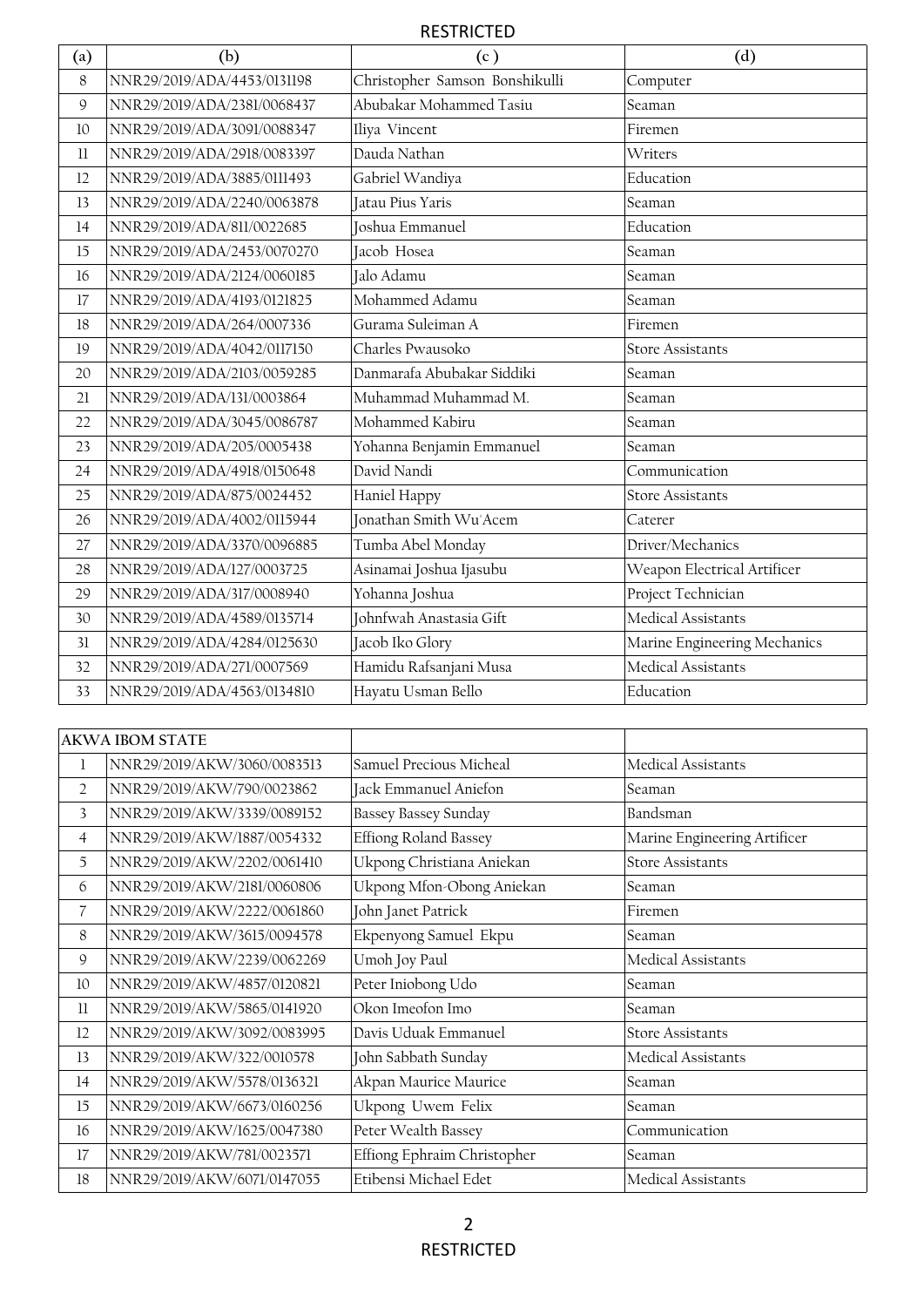RESTRICTED

| (a) | (b) | (c ) | (d) |
|---|---|---|---|
| 8 | NNR29/2019/ADA/4453/0131198 | Christopher Samson Bonshikulli | Computer |
| 9 | NNR29/2019/ADA/2381/0068437 | Abubakar Mohammed Tasiu | Seaman |
| 10 | NNR29/2019/ADA/3091/0088347 | Iliya Vincent | Firemen |
| 11 | NNR29/2019/ADA/2918/0083397 | Dauda Nathan | Writers |
| 12 | NNR29/2019/ADA/3885/0111493 | Gabriel Wandiya | Education |
| 13 | NNR29/2019/ADA/2240/0063878 | Jatau Pius Yaris | Seaman |
| 14 | NNR29/2019/ADA/811/0022685 | Joshua Emmanuel | Education |
| 15 | NNR29/2019/ADA/2453/0070270 | Jacob Hosea | Seaman |
| 16 | NNR29/2019/ADA/2124/0060185 | Jalo Adamu | Seaman |
| 17 | NNR29/2019/ADA/4193/0121825 | Mohammed Adamu | Seaman |
| 18 | NNR29/2019/ADA/264/0007336 | Gurama Suleiman A | Firemen |
| 19 | NNR29/2019/ADA/4042/0117150 | Charles Pwausoko | Store Assistants |
| 20 | NNR29/2019/ADA/2103/0059285 | Danmarafa Abubakar Siddiki | Seaman |
| 21 | NNR29/2019/ADA/131/0003864 | Muhammad Muhammad M. | Seaman |
| 22 | NNR29/2019/ADA/3045/0086787 | Mohammed Kabiru | Seaman |
| 23 | NNR29/2019/ADA/205/0005438 | Yohanna Benjamin Emmanuel | Seaman |
| 24 | NNR29/2019/ADA/4918/0150648 | David Nandi | Communication |
| 25 | NNR29/2019/ADA/875/0024452 | Haniel Happy | Store Assistants |
| 26 | NNR29/2019/ADA/4002/0115944 | Jonathan Smith Wu'Acem | Caterer |
| 27 | NNR29/2019/ADA/3370/0096885 | Tumba Abel Monday | Driver/Mechanics |
| 28 | NNR29/2019/ADA/127/0003725 | Asinamai Joshua Ijasubu | Weapon Electrical Artificer |
| 29 | NNR29/2019/ADA/317/0008940 | Yohanna Joshua | Project Technician |
| 30 | NNR29/2019/ADA/4589/0135714 | Johnfwah Anastasia Gift | Medical Assistants |
| 31 | NNR29/2019/ADA/4284/0125630 | Jacob Iko Glory | Marine Engineering Mechanics |
| 32 | NNR29/2019/ADA/271/0007569 | Hamidu Rafsanjani Musa | Medical Assistants |
| 33 | NNR29/2019/ADA/4563/0134810 | Hayatu Usman Bello | Education |

| AKWA IBOM STATE | | | |
|---|---|---|---|
| 1 | NNR29/2019/AKW/3060/0083513 | Samuel Precious Micheal | Medical Assistants |
| 2 | NNR29/2019/AKW/790/0023862 | Jack Emmanuel Aniefon | Seaman |
| 3 | NNR29/2019/AKW/3339/0089152 | Bassey Bassey Sunday | Bandsman |
| 4 | NNR29/2019/AKW/1887/0054332 | Effiong Roland Bassey | Marine Engineering Artificer |
| 5 | NNR29/2019/AKW/2202/0061410 | Ukpong Christiana Aniekan | Store Assistants |
| 6 | NNR29/2019/AKW/2181/0060806 | Ukpong Mfon-Obong Aniekan | Seaman |
| 7 | NNR29/2019/AKW/2222/0061860 | John Janet Patrick | Firemen |
| 8 | NNR29/2019/AKW/3615/0094578 | Ekpenyong Samuel Ekpu | Seaman |
| 9 | NNR29/2019/AKW/2239/0062269 | Umoh Joy Paul | Medical Assistants |
| 10 | NNR29/2019/AKW/4857/0120821 | Peter Iniobong Udo | Seaman |
| 11 | NNR29/2019/AKW/5865/0141920 | Okon Imeofon Imo | Seaman |
| 12 | NNR29/2019/AKW/3092/0083995 | Davis Uduak Emmanuel | Store Assistants |
| 13 | NNR29/2019/AKW/322/0010578 | John Sabbath Sunday | Medical Assistants |
| 14 | NNR29/2019/AKW/5578/0136321 | Akpan Maurice Maurice | Seaman |
| 15 | NNR29/2019/AKW/6673/0160256 | Ukpong Uwem Felix | Seaman |
| 16 | NNR29/2019/AKW/1625/0047380 | Peter Wealth Bassey | Communication |
| 17 | NNR29/2019/AKW/781/0023571 | Effiong Ephraim Christopher | Seaman |
| 18 | NNR29/2019/AKW/6071/0147055 | Etibensi Michael Edet | Medical Assistants |

RESTRICTED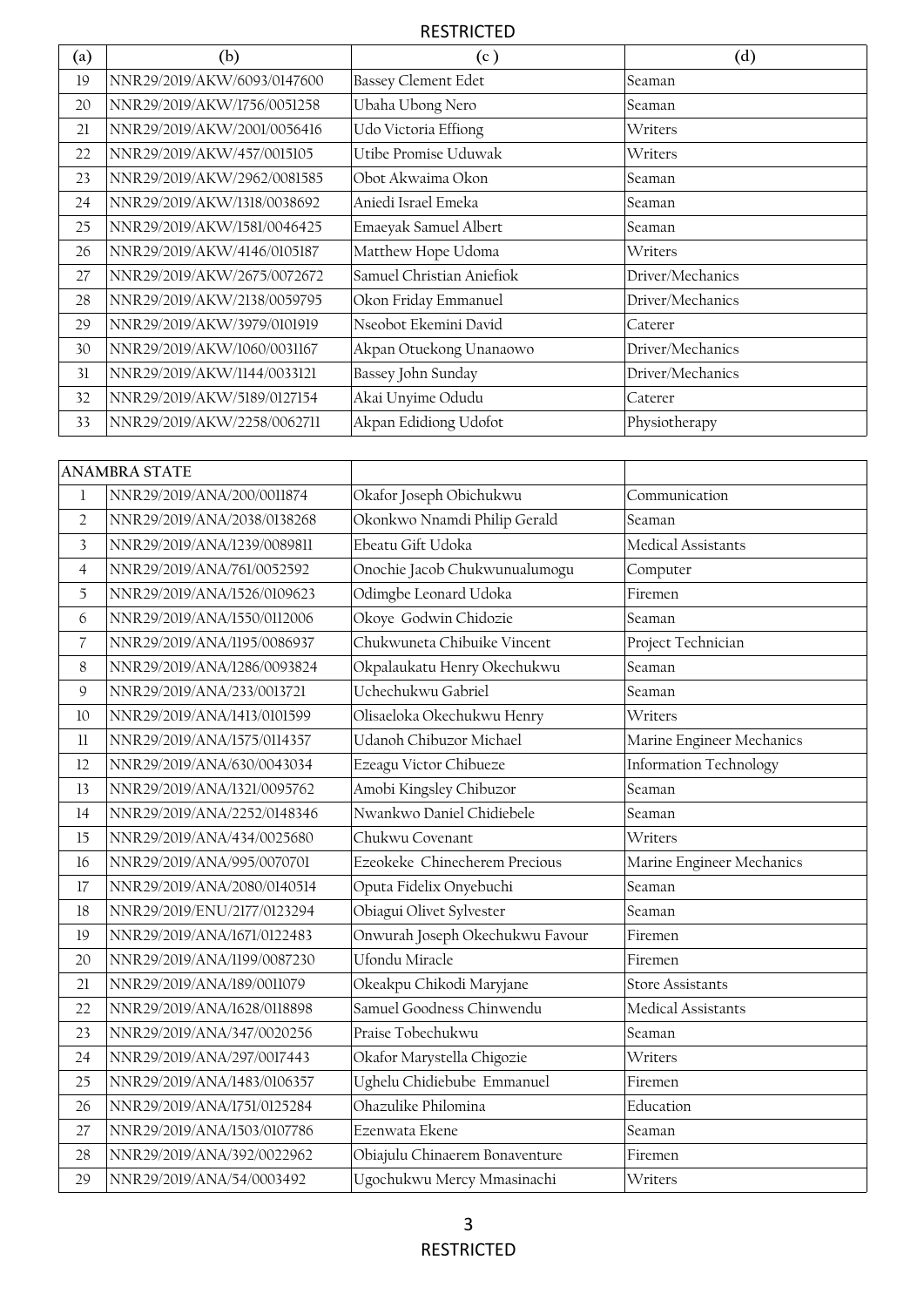| (a) | (b) | (c ) | (d) |
|---|---|---|---|
| 19 | NNR29/2019/AKW/6093/0147600 | Bassey Clement Edet | Seaman |
| 20 | NNR29/2019/AKW/1756/0051258 | Ubaha Ubong Nero | Seaman |
| 21 | NNR29/2019/AKW/2001/0056416 | Udo Victoria Effiong | Writers |
| 22 | NNR29/2019/AKW/457/0015105 | Utibe Promise Uduwak | Writers |
| 23 | NNR29/2019/AKW/2962/0081585 | Obot Akwaima Okon | Seaman |
| 24 | NNR29/2019/AKW/1318/0038692 | Aniedi Israel Emeka | Seaman |
| 25 | NNR29/2019/AKW/1581/0046425 | Emaeyak Samuel Albert | Seaman |
| 26 | NNR29/2019/AKW/4146/0105187 | Matthew Hope Udoma | Writers |
| 27 | NNR29/2019/AKW/2675/0072672 | Samuel Christian Aniefiok | Driver/Mechanics |
| 28 | NNR29/2019/AKW/2138/0059795 | Okon Friday Emmanuel | Driver/Mechanics |
| 29 | NNR29/2019/AKW/3979/0101919 | Nseobot Ekemini David | Caterer |
| 30 | NNR29/2019/AKW/1060/0031167 | Akpan Otuekong Unanaowo | Driver/Mechanics |
| 31 | NNR29/2019/AKW/1144/0033121 | Bassey John Sunday | Driver/Mechanics |
| 32 | NNR29/2019/AKW/5189/0127154 | Akai Unyime Odudu | Caterer |
| 33 | NNR29/2019/AKW/2258/0062711 | Akpan Edidiong Udofot | Physiotherapy |

| ANAMBRA STATE | | | |
|---|---|---|---|
| 1 | NNR29/2019/ANA/200/0011874 | Okafor Joseph Obichukwu | Communication |
| 2 | NNR29/2019/ANA/2038/0138268 | Okonkwo Nnamdi Philip Gerald | Seaman |
| 3 | NNR29/2019/ANA/1239/0089811 | Ebeatu Gift Udoka | Medical Assistants |
| 4 | NNR29/2019/ANA/761/0052592 | Onochie Jacob Chukwunualumogu | Computer |
| 5 | NNR29/2019/ANA/1526/0109623 | Odimgbe Leonard Udoka | Firemen |
| 6 | NNR29/2019/ANA/1550/0112006 | Okoye Godwin Chidozie | Seaman |
| 7 | NNR29/2019/ANA/1195/0086937 | Chukwuneta Chibuike Vincent | Project Technician |
| 8 | NNR29/2019/ANA/1286/0093824 | Okpalaukatu Henry Okechukwu | Seaman |
| 9 | NNR29/2019/ANA/233/0013721 | Uchechukwu Gabriel | Seaman |
| 10 | NNR29/2019/ANA/1413/0101599 | Olisaeloka Okechukwu Henry | Writers |
| 11 | NNR29/2019/ANA/1575/0114357 | Udanoh Chibuzor Michael | Marine Engineer Mechanics |
| 12 | NNR29/2019/ANA/630/0043034 | Ezeagu Victor Chibueze | Information Technology |
| 13 | NNR29/2019/ANA/1321/0095762 | Amobi Kingsley Chibuzor | Seaman |
| 14 | NNR29/2019/ANA/2252/0148346 | Nwankwo Daniel Chidiebele | Seaman |
| 15 | NNR29/2019/ANA/434/0025680 | Chukwu Covenant | Writers |
| 16 | NNR29/2019/ANA/995/0070701 | Ezeokeke Chinecherem Precious | Marine Engineer Mechanics |
| 17 | NNR29/2019/ANA/2080/0140514 | Oputa Fidelix Onyebuchi | Seaman |
| 18 | NNR29/2019/ENU/2177/0123294 | Obiagui Olivet Sylvester | Seaman |
| 19 | NNR29/2019/ANA/1671/0122483 | Onwurah Joseph Okechukwu Favour | Firemen |
| 20 | NNR29/2019/ANA/1199/0087230 | Ufondu Miracle | Firemen |
| 21 | NNR29/2019/ANA/189/0011079 | Okeakpu Chikodi Maryjane | Store Assistants |
| 22 | NNR29/2019/ANA/1628/0118898 | Samuel Goodness Chinwendu | Medical Assistants |
| 23 | NNR29/2019/ANA/347/0020256 | Praise Tobechukwu | Seaman |
| 24 | NNR29/2019/ANA/297/0017443 | Okafor Marystella Chigozie | Writers |
| 25 | NNR29/2019/ANA/1483/0106357 | Ughelu Chidiebube Emmanuel | Firemen |
| 26 | NNR29/2019/ANA/1751/0125284 | Ohazulike Philomina | Education |
| 27 | NNR29/2019/ANA/1503/0107786 | Ezenwata Ekene | Seaman |
| 28 | NNR29/2019/ANA/392/0022962 | Obiajulu Chinaerem Bonaventure | Firemen |
| 29 | NNR29/2019/ANA/54/0003492 | Ugochukwu Mercy Mmasinachi | Writers |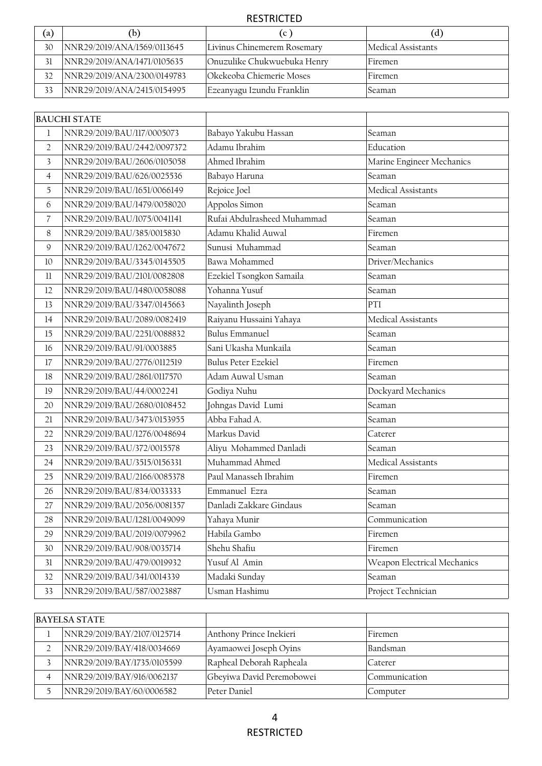RESTRICTED

| (a) | (b) | (c ) | (d) |
|---|---|---|---|
| 30 | NNR29/2019/ANA/1569/0113645 | Livinus Chinemerem Rosemary | Medical Assistants |
| 31 | NNR29/2019/ANA/1471/0105635 | Onuzulike Chukwuebuka Henry | Firemen |
| 32 | NNR29/2019/ANA/2300/0149783 | Okekeoba Chiemerie Moses | Firemen |
| 33 | NNR29/2019/ANA/2415/0154995 | Ezeanyagu Izundu Franklin | Seaman |

| BAUCHI STATE | | | |
|---|---|---|---|
| 1 | NNR29/2019/BAU/117/0005073 | Babayo Yakubu Hassan | Seaman |
| 2 | NNR29/2019/BAU/2442/0097372 | Adamu Ibrahim | Education |
| 3 | NNR29/2019/BAU/2606/0105058 | Ahmed Ibrahim | Marine Engineer Mechanics |
| 4 | NNR29/2019/BAU/626/0025536 | Babayo Haruna | Seaman |
| 5 | NNR29/2019/BAU/1651/0066149 | Rejoice Joel | Medical Assistants |
| 6 | NNR29/2019/BAU/1479/0058020 | Appolos Simon | Seaman |
| 7 | NNR29/2019/BAU/1075/0041141 | Rufai Abdulrasheed Muhammad | Seaman |
| 8 | NNR29/2019/BAU/385/0015830 | Adamu Khalid Auwal | Firemen |
| 9 | NNR29/2019/BAU/1262/0047672 | Sunusi Muhammad | Seaman |
| 10 | NNR29/2019/BAU/3345/0145505 | Bawa Mohammed | Driver/Mechanics |
| 11 | NNR29/2019/BAU/2101/0082808 | Ezekiel Tsongkon Samaila | Seaman |
| 12 | NNR29/2019/BAU/1480/0058088 | Yohanna Yusuf | Seaman |
| 13 | NNR29/2019/BAU/3347/0145663 | Nayalinth Joseph | PTI |
| 14 | NNR29/2019/BAU/2089/0082419 | Raiyanu Hussaini Yahaya | Medical Assistants |
| 15 | NNR29/2019/BAU/2251/0088832 | Bulus Emmanuel | Seaman |
| 16 | NNR29/2019/BAU/91/0003885 | Sani Ukasha Munkaila | Seaman |
| 17 | NNR29/2019/BAU/2776/0112519 | Bulus Peter Ezekiel | Firemen |
| 18 | NNR29/2019/BAU/2861/0117570 | Adam Auwal Usman | Seaman |
| 19 | NNR29/2019/BAU/44/0002241 | Godiya Nuhu | Dockyard Mechanics |
| 20 | NNR29/2019/BAU/2680/0108452 | Johngas David Lumi | Seaman |
| 21 | NNR29/2019/BAU/3473/0153955 | Abba Fahad A. | Seaman |
| 22 | NNR29/2019/BAU/1276/0048694 | Markus David | Caterer |
| 23 | NNR29/2019/BAU/372/0015578 | Aliyu Mohammed Danladi | Seaman |
| 24 | NNR29/2019/BAU/3515/0156331 | Muhammad Ahmed | Medical Assistants |
| 25 | NNR29/2019/BAU/2166/0085378 | Paul Manasseh Ibrahim | Firemen |
| 26 | NNR29/2019/BAU/834/0033333 | Emmanuel Ezra | Seaman |
| 27 | NNR29/2019/BAU/2056/0081357 | Danladi Zakkare Gindaus | Seaman |
| 28 | NNR29/2019/BAU/1281/0049099 | Yahaya Munir | Communication |
| 29 | NNR29/2019/BAU/2019/0079962 | Habila Gambo | Firemen |
| 30 | NNR29/2019/BAU/908/0035714 | Shehu Shafiu | Firemen |
| 31 | NNR29/2019/BAU/479/0019932 | Yusuf Al Amin | Weapon Electrical Mechanics |
| 32 | NNR29/2019/BAU/341/0014339 | Madaki Sunday | Seaman |
| 33 | NNR29/2019/BAU/587/0023887 | Usman Hashimu | Project Technician |

| BAYELSA STATE | | | |
|---|---|---|---|
| 1 | NNR29/2019/BAY/2107/0125714 | Anthony Prince Inekieri | Firemen |
| 2 | NNR29/2019/BAY/418/0034669 | Ayamaowei Joseph Oyins | Bandsman |
| 3 | NNR29/2019/BAY/1735/0105599 | Rapheal Deborah Rapheala | Caterer |
| 4 | NNR29/2019/BAY/916/0062137 | Gbeyiwa David Peremobowei | Communication |
| 5 | NNR29/2019/BAY/60/0006582 | Peter Daniel | Computer |

RESTRICTED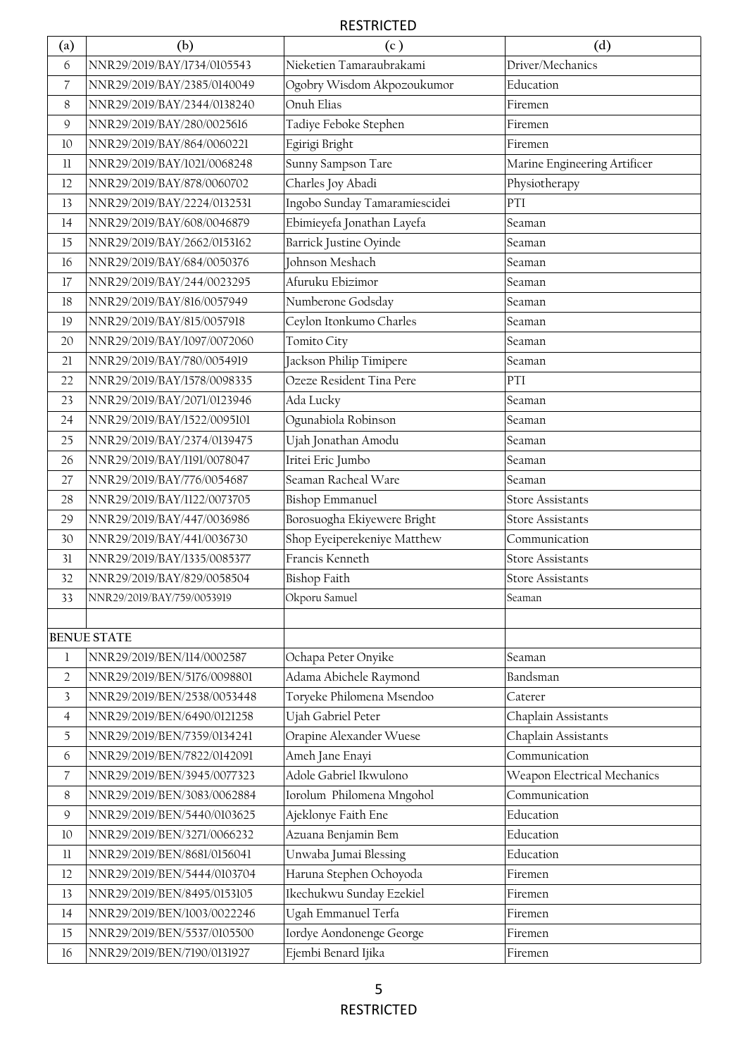| (a) | (b) | (c ) | (d) |
|---|---|---|---|
| 6 | NNR29/2019/BAY/1734/0105543 | Nieketien Tamaraubrakami | Driver/Mechanics |
| 7 | NNR29/2019/BAY/2385/0140049 | Ogobry Wisdom Akpozoukumor | Education |
| 8 | NNR29/2019/BAY/2344/0138240 | Onuh Elias | Firemen |
| 9 | NNR29/2019/BAY/280/0025616 | Tadiye Feboke Stephen | Firemen |
| 10 | NNR29/2019/BAY/864/0060221 | Egirigi Bright | Firemen |
| 11 | NNR29/2019/BAY/1021/0068248 | Sunny Sampson Tare | Marine Engineering Artificer |
| 12 | NNR29/2019/BAY/878/0060702 | Charles Joy Abadi | Physiotherapy |
| 13 | NNR29/2019/BAY/2224/0132531 | Ingobo Sunday Tamaramiescidei | PTI |
| 14 | NNR29/2019/BAY/608/0046879 | Ebimieyefa Jonathan Layefa | Seaman |
| 15 | NNR29/2019/BAY/2662/0153162 | Barrick Justine Oyinde | Seaman |
| 16 | NNR29/2019/BAY/684/0050376 | Johnson Meshach | Seaman |
| 17 | NNR29/2019/BAY/244/0023295 | Afuruku Ebizimor | Seaman |
| 18 | NNR29/2019/BAY/816/0057949 | Numberone Godsday | Seaman |
| 19 | NNR29/2019/BAY/815/0057918 | Ceylon Itonkumo Charles | Seaman |
| 20 | NNR29/2019/BAY/1097/0072060 | Tomito City | Seaman |
| 21 | NNR29/2019/BAY/780/0054919 | Jackson Philip Timipere | Seaman |
| 22 | NNR29/2019/BAY/1578/0098335 | Ozeze Resident Tina Pere | PTI |
| 23 | NNR29/2019/BAY/2071/0123946 | Ada Lucky | Seaman |
| 24 | NNR29/2019/BAY/1522/0095101 | Ogunabiola Robinson | Seaman |
| 25 | NNR29/2019/BAY/2374/0139475 | Ujah Jonathan Amodu | Seaman |
| 26 | NNR29/2019/BAY/1191/0078047 | Iritei Eric Jumbo | Seaman |
| 27 | NNR29/2019/BAY/776/0054687 | Seaman Racheal Ware | Seaman |
| 28 | NNR29/2019/BAY/1122/0073705 | Bishop Emmanuel | Store Assistants |
| 29 | NNR29/2019/BAY/447/0036986 | Borosuogha Ekiyewere Bright | Store Assistants |
| 30 | NNR29/2019/BAY/441/0036730 | Shop Eyeiperekeniye Matthew | Communication |
| 31 | NNR29/2019/BAY/1335/0085377 | Francis Kenneth | Store Assistants |
| 32 | NNR29/2019/BAY/829/0058504 | Bishop Faith | Store Assistants |
| 33 | NNR29/2019/BAY/759/0053919 | Okporu Samuel | Seaman |
| | | | |
| **BENUE STATE** | | | |
| 1 | NNR29/2019/BEN/114/0002587 | Ochapa Peter Onyike | Seaman |
| 2 | NNR29/2019/BEN/5176/0098801 | Adama Abichele Raymond | Bandsman |
| 3 | NNR29/2019/BEN/2538/0053448 | Toryeke Philomena Msendoo | Caterer |
| 4 | NNR29/2019/BEN/6490/0121258 | Ujah Gabriel Peter | Chaplain Assistants |
| 5 | NNR29/2019/BEN/7359/0134241 | Orapine Alexander Wuese | Chaplain Assistants |
| 6 | NNR29/2019/BEN/7822/0142091 | Ameh Jane Enayi | Communication |
| 7 | NNR29/2019/BEN/3945/0077323 | Adole Gabriel Ikwulono | Weapon Electrical Mechanics |
| 8 | NNR29/2019/BEN/3083/0062884 | Iorolum Philomena Mngohol | Communication |
| 9 | NNR29/2019/BEN/5440/0103625 | Ajeklonye Faith Ene | Education |
| 10 | NNR29/2019/BEN/3271/0066232 | Azuana Benjamin Bem | Education |
| 11 | NNR29/2019/BEN/8681/0156041 | Unwaba Jumai Blessing | Education |
| 12 | NNR29/2019/BEN/5444/0103704 | Haruna Stephen Ochoyoda | Firemen |
| 13 | NNR29/2019/BEN/8495/0153105 | Ikechukwu Sunday Ezekiel | Firemen |
| 14 | NNR29/2019/BEN/1003/0022246 | Ugah Emmanuel Terfa | Firemen |
| 15 | NNR29/2019/BEN/5537/0105500 | Iordye Aondonenge George | Firemen |
| 16 | NNR29/2019/BEN/7190/0131927 | Ejembi Benard Ijika | Firemen |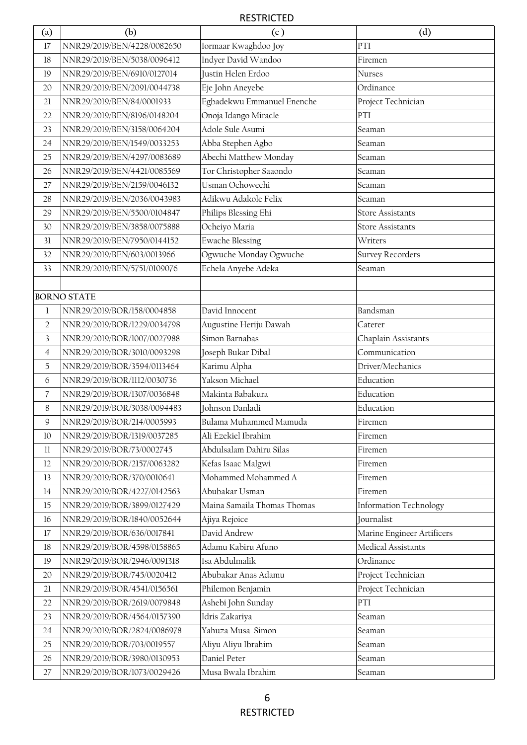| (a) | (b) | (c ) | (d) |
|---|---|---|---|
| 17 | NNR29/2019/BEN/4228/0082650 | Iormaar Kwaghdoo Joy | PTI |
| 18 | NNR29/2019/BEN/5038/0096412 | Indyer David Wandoo | Firemen |
| 19 | NNR29/2019/BEN/6910/0127014 | Justin Helen Erdoo | Nurses |
| 20 | NNR29/2019/BEN/2091/0044738 | Eje John Aneyebe | Ordinance |
| 21 | NNR29/2019/BEN/84/0001933 | Egbadekwu Emmanuel Enenche | Project Technician |
| 22 | NNR29/2019/BEN/8196/0148204 | Onoja Idango Miracle | PTI |
| 23 | NNR29/2019/BEN/3158/0064204 | Adole Sule Asumi | Seaman |
| 24 | NNR29/2019/BEN/1549/0033253 | Abba Stephen Agbo | Seaman |
| 25 | NNR29/2019/BEN/4297/0083689 | Abechi Matthew Monday | Seaman |
| 26 | NNR29/2019/BEN/4421/0085569 | Tor Christopher Saaondo | Seaman |
| 27 | NNR29/2019/BEN/2159/0046132 | Usman Ochowechi | Seaman |
| 28 | NNR29/2019/BEN/2036/0043983 | Adikwu Adakole Felix | Seaman |
| 29 | NNR29/2019/BEN/5500/0104847 | Philips Blessing Ehi | Store Assistants |
| 30 | NNR29/2019/BEN/3858/0075888 | Ocheiyo Maria | Store Assistants |
| 31 | NNR29/2019/BEN/7950/0144152 | Ewache Blessing | Writers |
| 32 | NNR29/2019/BEN/603/0013966 | Ogwuche Monday Ogwuche | Survey Recorders |
| 33 | NNR29/2019/BEN/5751/0109076 | Echela Anyebe Adeka | Seaman |
| | | | |
| **BORNO STATE** | | | |
| 1 | NNR29/2019/BOR/158/0004858 | David Innocent | Bandsman |
| 2 | NNR29/2019/BOR/1229/0034798 | Augustine Heriju Dawah | Caterer |
| 3 | NNR29/2019/BOR/1007/0027988 | Simon Barnabas | Chaplain Assistants |
| 4 | NNR29/2019/BOR/3010/0093298 | Joseph Bukar Dibal | Communication |
| 5 | NNR29/2019/BOR/3594/0113464 | Karimu Alpha | Driver/Mechanics |
| 6 | NNR29/2019/BOR/1112/0030736 | Yakson Michael | Education |
| 7 | NNR29/2019/BOR/1307/0036848 | Makinta Babakura | Education |
| 8 | NNR29/2019/BOR/3038/0094483 | Johnson Danladi | Education |
| 9 | NNR29/2019/BOR/214/0005993 | Bulama Muhammed Mamuda | Firemen |
| 10 | NNR29/2019/BOR/1319/0037285 | Ali Ezekiel Ibrahim | Firemen |
| 11 | NNR29/2019/BOR/73/0002745 | Abdulsalam Dahiru Silas | Firemen |
| 12 | NNR29/2019/BOR/2157/0063282 | Kefas Isaac Malgwi | Firemen |
| 13 | NNR29/2019/BOR/370/0010641 | Mohammed Mohammed A | Firemen |
| 14 | NNR29/2019/BOR/4227/0142563 | Abubakar Usman | Firemen |
| 15 | NNR29/2019/BOR/3899/0127429 | Maina Samaila Thomas Thomas | Information Technology |
| 16 | NNR29/2019/BOR/1840/0052644 | Ajiya Rejoice | Journalist |
| 17 | NNR29/2019/BOR/636/0017841 | David Andrew | Marine Engineer Artificers |
| 18 | NNR29/2019/BOR/4598/0158865 | Adamu Kabiru Afuno | Medical Assistants |
| 19 | NNR29/2019/BOR/2946/0091318 | Isa Abdulmalik | Ordinance |
| 20 | NNR29/2019/BOR/745/0020412 | Abubakar Anas Adamu | Project Technician |
| 21 | NNR29/2019/BOR/4541/0156561 | Philemon Benjamin | Project Technician |
| 22 | NNR29/2019/BOR/2619/0079848 | Ashebi John Sunday | PTI |
| 23 | NNR29/2019/BOR/4564/0157390 | Idris Zakariya | Seaman |
| 24 | NNR29/2019/BOR/2824/0086978 | Yahuza Musa Simon | Seaman |
| 25 | NNR29/2019/BOR/703/0019557 | Aliyu Aliyu Ibrahim | Seaman |
| 26 | NNR29/2019/BOR/3980/0130953 | Daniel Peter | Seaman |
| 27 | NNR29/2019/BOR/1073/0029426 | Musa Bwala Ibrahim | Seaman |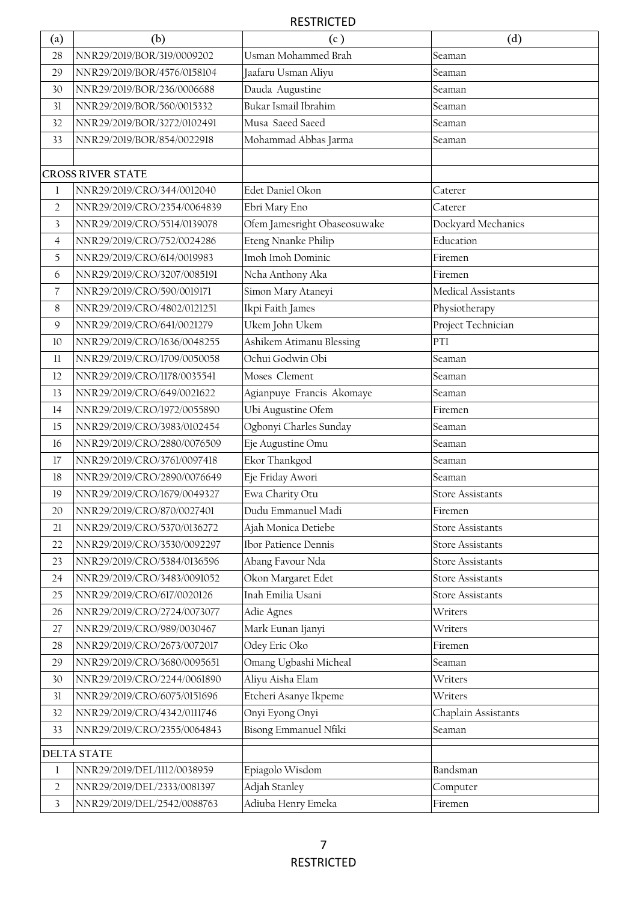| (a) | (b) | (c ) | (d) |
|---|---|---|---|
| 28 | NNR29/2019/BOR/319/0009202 | Usman Mohammed Brah | Seaman |
| 29 | NNR29/2019/BOR/4576/0158104 | Jaafaru Usman Aliyu | Seaman |
| 30 | NNR29/2019/BOR/236/0006688 | Dauda Augustine | Seaman |
| 31 | NNR29/2019/BOR/560/0015332 | Bukar Ismail Ibrahim | Seaman |
| 32 | NNR29/2019/BOR/3272/0102491 | Musa Saeed Saeed | Seaman |
| 33 | NNR29/2019/BOR/854/0022918 | Mohammad Abbas Jarma | Seaman |
| | | | |
| CROSS RIVER STATE | | | |
| 1 | NNR29/2019/CRO/344/0012040 | Edet Daniel Okon | Caterer |
| 2 | NNR29/2019/CRO/2354/0064839 | Ebri Mary Eno | Caterer |
| 3 | NNR29/2019/CRO/5514/0139078 | Ofem Jamesright Obaseosuwake | Dockyard Mechanics |
| 4 | NNR29/2019/CRO/752/0024286 | Eteng Nnanke Philip | Education |
| 5 | NNR29/2019/CRO/614/0019983 | Imoh Imoh Dominic | Firemen |
| 6 | NNR29/2019/CRO/3207/0085191 | Ncha Anthony Aka | Firemen |
| 7 | NNR29/2019/CRO/590/0019171 | Simon Mary Ataneyi | Medical Assistants |
| 8 | NNR29/2019/CRO/4802/0121251 | Ikpi Faith James | Physiotherapy |
| 9 | NNR29/2019/CRO/641/0021279 | Ukem John Ukem | Project Technician |
| 10 | NNR29/2019/CRO/1636/0048255 | Ashikem Atimanu Blessing | PTI |
| 11 | NNR29/2019/CRO/1709/0050058 | Ochui Godwin Obi | Seaman |
| 12 | NNR29/2019/CRO/1178/0035541 | Moses Clement | Seaman |
| 13 | NNR29/2019/CRO/649/0021622 | Agianpuye Francis Akomaye | Seaman |
| 14 | NNR29/2019/CRO/1972/0055890 | Ubi Augustine Ofem | Firemen |
| 15 | NNR29/2019/CRO/3983/0102454 | Ogbonyi Charles Sunday | Seaman |
| 16 | NNR29/2019/CRO/2880/0076509 | Eje Augustine Omu | Seaman |
| 17 | NNR29/2019/CRO/3761/0097418 | Ekor Thankgod | Seaman |
| 18 | NNR29/2019/CRO/2890/0076649 | Eje Friday Awori | Seaman |
| 19 | NNR29/2019/CRO/1679/0049327 | Ewa Charity Otu | Store Assistants |
| 20 | NNR29/2019/CRO/870/0027401 | Dudu Emmanuel Madi | Firemen |
| 21 | NNR29/2019/CRO/5370/0136272 | Ajah Monica Detiebe | Store Assistants |
| 22 | NNR29/2019/CRO/3530/0092297 | Ibor Patience Dennis | Store Assistants |
| 23 | NNR29/2019/CRO/5384/0136596 | Abang Favour Nda | Store Assistants |
| 24 | NNR29/2019/CRO/3483/0091052 | Okon Margaret Edet | Store Assistants |
| 25 | NNR29/2019/CRO/617/0020126 | Inah Emilia Usani | Store Assistants |
| 26 | NNR29/2019/CRO/2724/0073077 | Adie Agnes | Writers |
| 27 | NNR29/2019/CRO/989/0030467 | Mark Eunan Ijanyi | Writers |
| 28 | NNR29/2019/CRO/2673/0072017 | Odey Eric Oko | Firemen |
| 29 | NNR29/2019/CRO/3680/0095651 | Omang Ugbashi Micheal | Seaman |
| 30 | NNR29/2019/CRO/2244/0061890 | Aliyu Aisha Elam | Writers |
| 31 | NNR29/2019/CRO/6075/0151696 | Etcheri Asanye Ikpeme | Writers |
| 32 | NNR29/2019/CRO/4342/0111746 | Onyi Eyong Onyi | Chaplain Assistants |
| 33 | NNR29/2019/CRO/2355/0064843 | Bisong Emmanuel Nfiki | Seaman |
| | | | |
| DELTA STATE | | | |
| 1 | NNR29/2019/DEL/1112/0038959 | Epiagolo Wisdom | Bandsman |
| 2 | NNR29/2019/DEL/2333/0081397 | Adjah Stanley | Computer |
| 3 | NNR29/2019/DEL/2542/0088763 | Adiuba Henry Emeka | Firemen |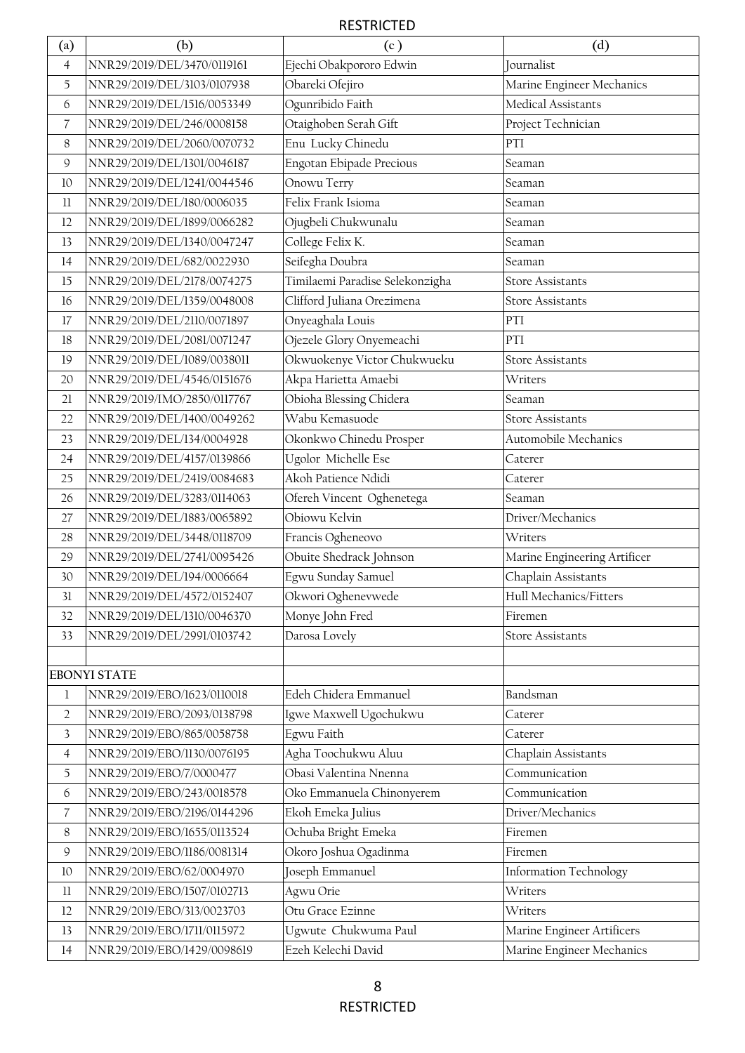| (a) | (b) | (c ) | (d) |
|---|---|---|---|
| 4 | NNR29/2019/DEL/3470/0119161 | Ejechi Obakpororo Edwin | Journalist |
| 5 | NNR29/2019/DEL/3103/0107938 | Obareki Ofejiro | Marine Engineer Mechanics |
| 6 | NNR29/2019/DEL/1516/0053349 | Ogunribido Faith | Medical Assistants |
| 7 | NNR29/2019/DEL/246/0008158 | Otaighoben Serah Gift | Project Technician |
| 8 | NNR29/2019/DEL/2060/0070732 | Enu Lucky Chinedu | PTI |
| 9 | NNR29/2019/DEL/1301/0046187 | Engotan Ebipade Precious | Seaman |
| 10 | NNR29/2019/DEL/1241/0044546 | Onowu Terry | Seaman |
| 11 | NNR29/2019/DEL/180/0006035 | Felix Frank Isioma | Seaman |
| 12 | NNR29/2019/DEL/1899/0066282 | Ojugbeli Chukwunalu | Seaman |
| 13 | NNR29/2019/DEL/1340/0047247 | College Felix K. | Seaman |
| 14 | NNR29/2019/DEL/682/0022930 | Seifegha Doubra | Seaman |
| 15 | NNR29/2019/DEL/2178/0074275 | Timilaemi Paradise Selekonzigha | Store Assistants |
| 16 | NNR29/2019/DEL/1359/0048008 | Clifford Juliana Orezimena | Store Assistants |
| 17 | NNR29/2019/DEL/2110/0071897 | Onyeaghala Louis | PTI |
| 18 | NNR29/2019/DEL/2081/0071247 | Ojezele Glory Onyemeachi | PTI |
| 19 | NNR29/2019/DEL/1089/0038011 | Okwuokenye Victor Chukwueku | Store Assistants |
| 20 | NNR29/2019/DEL/4546/0151676 | Akpa Harietta Amaebi | Writers |
| 21 | NNR29/2019/IMO/2850/0117767 | Obioha Blessing Chidera | Seaman |
| 22 | NNR29/2019/DEL/1400/0049262 | Wabu Kemasuode | Store Assistants |
| 23 | NNR29/2019/DEL/134/0004928 | Okonkwo Chinedu Prosper | Automobile Mechanics |
| 24 | NNR29/2019/DEL/4157/0139866 | Ugolor Michelle Ese | Caterer |
| 25 | NNR29/2019/DEL/2419/0084683 | Akoh Patience Ndidi | Caterer |
| 26 | NNR29/2019/DEL/3283/0114063 | Ofereh Vincent Oghenetega | Seaman |
| 27 | NNR29/2019/DEL/1883/0065892 | Obiowu Kelvin | Driver/Mechanics |
| 28 | NNR29/2019/DEL/3448/0118709 | Francis Ogheneovo | Writers |
| 29 | NNR29/2019/DEL/2741/0095426 | Obuite Shedrack Johnson | Marine Engineering Artificer |
| 30 | NNR29/2019/DEL/194/0006664 | Egwu Sunday Samuel | Chaplain Assistants |
| 31 | NNR29/2019/DEL/4572/0152407 | Okwori Oghenevwede | Hull Mechanics/Fitters |
| 32 | NNR29/2019/DEL/1310/0046370 | Monye John Fred | Firemen |
| 33 | NNR29/2019/DEL/2991/0103742 | Darosa Lovely | Store Assistants |
| | | | |
| **EBONYI STATE** | | | |
| 1 | NNR29/2019/EBO/1623/0110018 | Edeh Chidera Emmanuel | Bandsman |
| 2 | NNR29/2019/EBO/2093/0138798 | Igwe Maxwell Ugochukwu | Caterer |
| 3 | NNR29/2019/EBO/865/0058758 | Egwu Faith | Caterer |
| 4 | NNR29/2019/EBO/1130/0076195 | Agha Toochukwu Aluu | Chaplain Assistants |
| 5 | NNR29/2019/EBO/7/0000477 | Obasi Valentina Nnenna | Communication |
| 6 | NNR29/2019/EBO/243/0018578 | Oko Emmanuela Chinonyerem | Communication |
| 7 | NNR29/2019/EBO/2196/0144296 | Ekoh Emeka Julius | Driver/Mechanics |
| 8 | NNR29/2019/EBO/1655/0113524 | Ochuba Bright Emeka | Firemen |
| 9 | NNR29/2019/EBO/1186/0081314 | Okoro Joshua Ogadinma | Firemen |
| 10 | NNR29/2019/EBO/62/0004970 | Joseph Emmanuel | Information Technology |
| 11 | NNR29/2019/EBO/1507/0102713 | Agwu Orie | Writers |
| 12 | NNR29/2019/EBO/313/0023703 | Otu Grace Ezinne | Writers |
| 13 | NNR29/2019/EBO/1711/0115972 | Ugwute Chukwuma Paul | Marine Engineer Artificers |
| 14 | NNR29/2019/EBO/1429/0098619 | Ezeh Kelechi David | Marine Engineer Mechanics |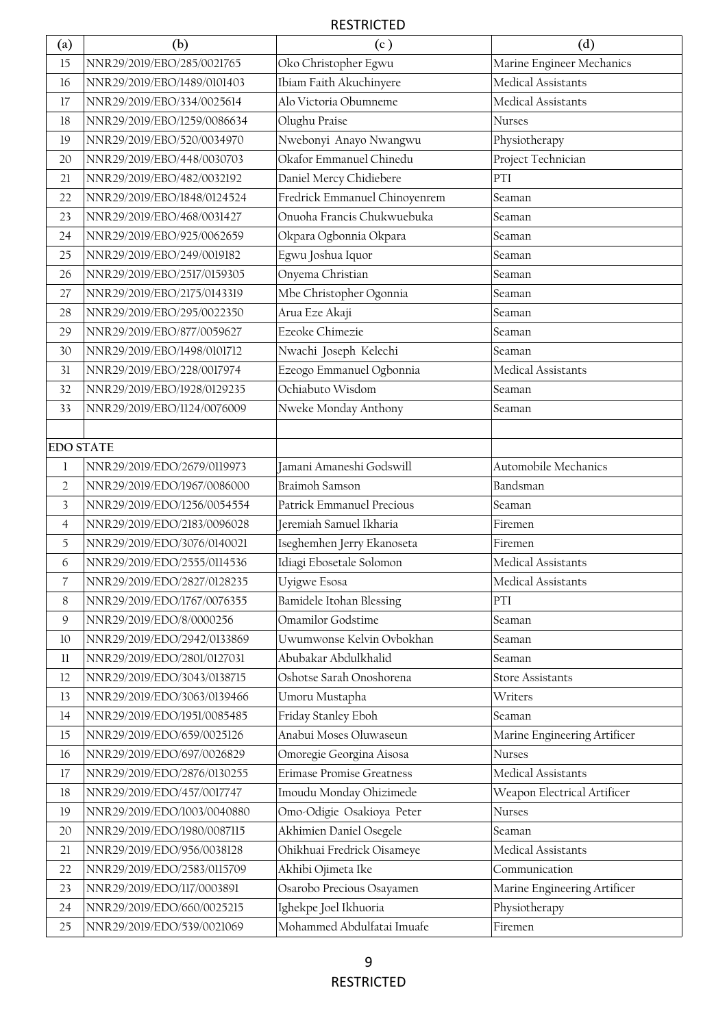| (a) | (b) | (c ) | (d) |
|---|---|---|---|
| 15 | NNR29/2019/EBO/285/0021765 | Oko Christopher Egwu | Marine Engineer Mechanics |
| 16 | NNR29/2019/EBO/1489/0101403 | Ibiam Faith Akuchinyere | Medical Assistants |
| 17 | NNR29/2019/EBO/334/0025614 | Alo Victoria Obumneme | Medical Assistants |
| 18 | NNR29/2019/EBO/1259/0086634 | Olughu Praise | Nurses |
| 19 | NNR29/2019/EBO/520/0034970 | Nwebonyi Anayo Nwangwu | Physiotherapy |
| 20 | NNR29/2019/EBO/448/0030703 | Okafor Emmanuel Chinedu | Project Technician |
| 21 | NNR29/2019/EBO/482/0032192 | Daniel Mercy Chidiebere | PTI |
| 22 | NNR29/2019/EBO/1848/0124524 | Fredrick Emmanuel Chinoyenrem | Seaman |
| 23 | NNR29/2019/EBO/468/0031427 | Onuoha Francis Chukwuebuka | Seaman |
| 24 | NNR29/2019/EBO/925/0062659 | Okpara Ogbonnia Okpara | Seaman |
| 25 | NNR29/2019/EBO/249/0019182 | Egwu Joshua Iquor | Seaman |
| 26 | NNR29/2019/EBO/2517/0159305 | Onyema Christian | Seaman |
| 27 | NNR29/2019/EBO/2175/0143319 | Mbe Christopher Ogonnia | Seaman |
| 28 | NNR29/2019/EBO/295/0022350 | Arua Eze Akaji | Seaman |
| 29 | NNR29/2019/EBO/877/0059627 | Ezeoke Chimezie | Seaman |
| 30 | NNR29/2019/EBO/1498/0101712 | Nwachi Joseph Kelechi | Seaman |
| 31 | NNR29/2019/EBO/228/0017974 | Ezeogo Emmanuel Ogbonnia | Medical Assistants |
| 32 | NNR29/2019/EBO/1928/0129235 | Ochiabuto Wisdom | Seaman |
| 33 | NNR29/2019/EBO/1124/0076009 | Nweke Monday Anthony | Seaman |
| | | | |
| **EDO STATE** | | | |
| 1 | NNR29/2019/EDO/2679/0119973 | Jamani Amaneshi Godswill | Automobile Mechanics |
| 2 | NNR29/2019/EDO/1967/0086000 | Braimoh Samson | Bandsman |
| 3 | NNR29/2019/EDO/1256/0054554 | Patrick Emmanuel Precious | Seaman |
| 4 | NNR29/2019/EDO/2183/0096028 | Jeremiah Samuel Ikharia | Firemen |
| 5 | NNR29/2019/EDO/3076/0140021 | Iseghemhen Jerry Ekanoseta | Firemen |
| 6 | NNR29/2019/EDO/2555/0114536 | Idiagi Ebosetale Solomon | Medical Assistants |
| 7 | NNR29/2019/EDO/2827/0128235 | Uyigwe Esosa | Medical Assistants |
| 8 | NNR29/2019/EDO/1767/0076355 | Bamidele Itohan Blessing | PTI |
| 9 | NNR29/2019/EDO/8/0000256 | Omamilor Godstime | Seaman |
| 10 | NNR29/2019/EDO/2942/0133869 | Uwumwonse Kelvin Ovbokhan | Seaman |
| 11 | NNR29/2019/EDO/2801/0127031 | Abubakar Abdulkhalid | Seaman |
| 12 | NNR29/2019/EDO/3043/0138715 | Oshotse Sarah Onoshorena | Store Assistants |
| 13 | NNR29/2019/EDO/3063/0139466 | Umoru Mustapha | Writers |
| 14 | NNR29/2019/EDO/1951/0085485 | Friday Stanley Eboh | Seaman |
| 15 | NNR29/2019/EDO/659/0025126 | Anabui Moses Oluwaseun | Marine Engineering Artificer |
| 16 | NNR29/2019/EDO/697/0026829 | Omoregie Georgina Aisosa | Nurses |
| 17 | NNR29/2019/EDO/2876/0130255 | Erimase Promise Greatness | Medical Assistants |
| 18 | NNR29/2019/EDO/457/0017747 | Imoudu Monday Ohizimede | Weapon Electrical Artificer |
| 19 | NNR29/2019/EDO/1003/0040880 | Omo-Odigie Osakioya Peter | Nurses |
| 20 | NNR29/2019/EDO/1980/0087115 | Akhimien Daniel Osegele | Seaman |
| 21 | NNR29/2019/EDO/956/0038128 | Ohikhuai Fredrick Oisameye | Medical Assistants |
| 22 | NNR29/2019/EDO/2583/0115709 | Akhibi Ojimeta Ike | Communication |
| 23 | NNR29/2019/EDO/117/0003891 | Osarobo Precious Osayamen | Marine Engineering Artificer |
| 24 | NNR29/2019/EDO/660/0025215 | Ighekpe Joel Ikhuoria | Physiotherapy |
| 25 | NNR29/2019/EDO/539/0021069 | Mohammed Abdulfatai Imuafe | Firemen |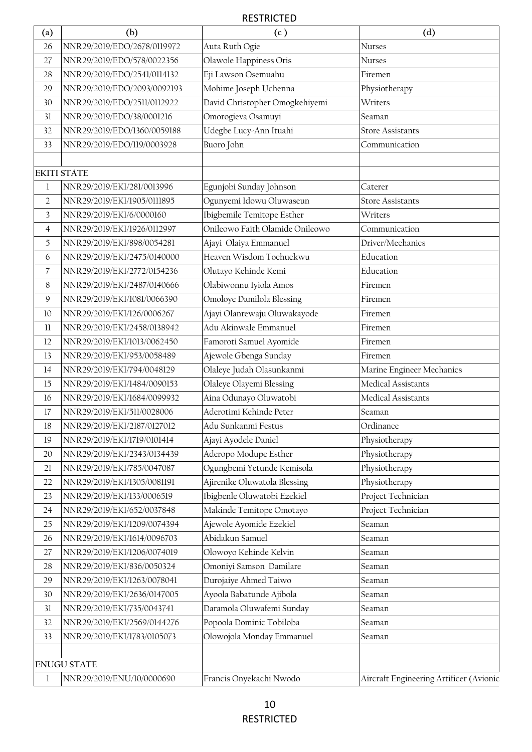| (a) | (b) | (c ) | (d) |
|---|---|---|---|
| 26 | NNR29/2019/EDO/2678/0119972 | Auta Ruth Ogie | Nurses |
| 27 | NNR29/2019/EDO/578/0022356 | Olawole Happiness Oris | Nurses |
| 28 | NNR29/2019/EDO/2541/0114132 | Eji Lawson Osemuahu | Firemen |
| 29 | NNR29/2019/EDO/2093/0092193 | Mohime Joseph Uchenna | Physiotherapy |
| 30 | NNR29/2019/EDO/2511/0112922 | David Christopher Omogkehiyemi | Writers |
| 31 | NNR29/2019/EDO/38/0001216 | Omorogieva Osamuyi | Seaman |
| 32 | NNR29/2019/EDO/1360/0059188 | Udegbe Lucy-Ann Ituahi | Store Assistants |
| 33 | NNR29/2019/EDO/119/0003928 | Buoro John | Communication |
| | | | |
| **EKITI STATE** | | | |
| 1 | NNR29/2019/EKI/281/0013996 | Egunjobi Sunday Johnson | Caterer |
| 2 | NNR29/2019/EKI/1905/0111895 | Ogunyemi Idowu Oluwaseun | Store Assistants |
| 3 | NNR29/2019/EKI/6/0000160 | Ibigbemile Temitope Esther | Writers |
| 4 | NNR29/2019/EKI/1926/0112997 | Onileowo Faith Olamide Onileowo | Communication |
| 5 | NNR29/2019/EKI/898/0054281 | Ajayi Olaiya Emmanuel | Driver/Mechanics |
| 6 | NNR29/2019/EKI/2475/0140000 | Heaven Wisdom Tochuckwu | Education |
| 7 | NNR29/2019/EKI/2772/0154236 | Olutayo Kehinde Kemi | Education |
| 8 | NNR29/2019/EKI/2487/0140666 | Olabiwonnu Iyiola Amos | Firemen |
| 9 | NNR29/2019/EKI/1081/0066390 | Omoloye Damilola Blessing | Firemen |
| 10 | NNR29/2019/EKI/126/0006267 | Ajayi Olanrewaju Oluwakayode | Firemen |
| 11 | NNR29/2019/EKI/2458/0138942 | Adu Akinwale Emmanuel | Firemen |
| 12 | NNR29/2019/EKI/1013/0062450 | Famoroti Samuel Ayomide | Firemen |
| 13 | NNR29/2019/EKI/953/0058489 | Ajewole Gbenga Sunday | Firemen |
| 14 | NNR29/2019/EKI/794/0048129 | Olaleye Judah Olasunkanmi | Marine Engineer Mechanics |
| 15 | NNR29/2019/EKI/1484/0090153 | Olaleye Olayemi Blessing | Medical Assistants |
| 16 | NNR29/2019/EKI/1684/0099932 | Aina Odunayo Oluwatobi | Medical Assistants |
| 17 | NNR29/2019/EKI/511/0028006 | Aderotimi Kehinde Peter | Seaman |
| 18 | NNR29/2019/EKI/2187/0127012 | Adu Sunkanmi Festus | Ordinance |
| 19 | NNR29/2019/EKI/1719/0101414 | Ajayi Ayodele Daniel | Physiotherapy |
| 20 | NNR29/2019/EKI/2343/0134439 | Aderopo Modupe Esther | Physiotherapy |
| 21 | NNR29/2019/EKI/785/0047087 | Ogungbemi Yetunde Kemisola | Physiotherapy |
| 22 | NNR29/2019/EKI/1305/0081191 | Ajirenike Oluwatola Blessing | Physiotherapy |
| 23 | NNR29/2019/EKI/133/0006519 | Ibigbenle Oluwatobi Ezekiel | Project Technician |
| 24 | NNR29/2019/EKI/652/0037848 | Makinde Temitope Omotayo | Project Technician |
| 25 | NNR29/2019/EKI/1209/0074394 | Ajewole Ayomide Ezekiel | Seaman |
| 26 | NNR29/2019/EKI/1614/0096703 | Abidakun Samuel | Seaman |
| 27 | NNR29/2019/EKI/1206/0074019 | Olowoyo Kehinde Kelvin | Seaman |
| 28 | NNR29/2019/EKI/836/0050324 | Omoniyi Samson Damilare | Seaman |
| 29 | NNR29/2019/EKI/1263/0078041 | Durojaiye Ahmed Taiwo | Seaman |
| 30 | NNR29/2019/EKI/2636/0147005 | Ayoola Babatunde Ajibola | Seaman |
| 31 | NNR29/2019/EKI/735/0043741 | Daramola Oluwafemi Sunday | Seaman |
| 32 | NNR29/2019/EKI/2569/0144276 | Popoola Dominic Tobiloba | Seaman |
| 33 | NNR29/2019/EKI/1783/0105073 | Olowojola Monday Emmanuel | Seaman |
| | | | |
| **ENUGU STATE** | | | |
| 1 | NNR29/2019/ENU/10/0000690 | Francis Onyekachi Nwodo | Aircraft Engineering Artificer (Avionic |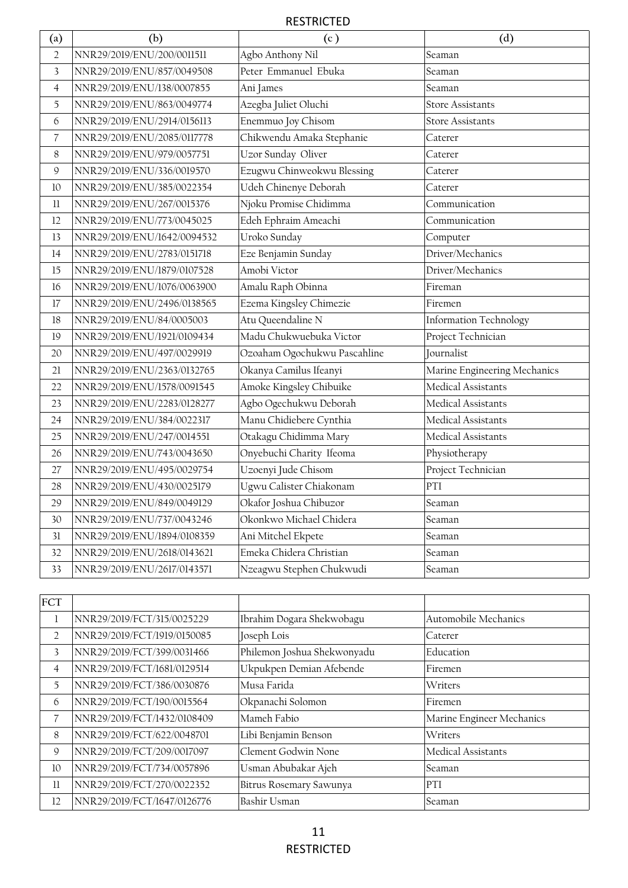| (a) | (b) | (c ) | (d) |
|---|---|---|---|
| 2 | NNR29/2019/ENU/200/0011511 | Agbo Anthony Nil | Seaman |
| 3 | NNR29/2019/ENU/857/0049508 | Peter Emmanuel Ebuka | Seaman |
| 4 | NNR29/2019/ENU/138/0007855 | Ani James | Seaman |
| 5 | NNR29/2019/ENU/863/0049774 | Azegba Juliet Oluchi | Store Assistants |
| 6 | NNR29/2019/ENU/2914/0156113 | Enemmuo Joy Chisom | Store Assistants |
| 7 | NNR29/2019/ENU/2085/0117778 | Chikwendu Amaka Stephanie | Caterer |
| 8 | NNR29/2019/ENU/979/0057751 | Uzor Sunday Oliver | Caterer |
| 9 | NNR29/2019/ENU/336/0019570 | Ezugwu Chinweokwu Blessing | Caterer |
| 10 | NNR29/2019/ENU/385/0022354 | Udeh Chinenye Deborah | Caterer |
| 11 | NNR29/2019/ENU/267/0015376 | Njoku Promise Chidimma | Communication |
| 12 | NNR29/2019/ENU/773/0045025 | Edeh Ephraim Ameachi | Communication |
| 13 | NNR29/2019/ENU/1642/0094532 | Uroko Sunday | Computer |
| 14 | NNR29/2019/ENU/2783/0151718 | Eze Benjamin Sunday | Driver/Mechanics |
| 15 | NNR29/2019/ENU/1879/0107528 | Amobi Victor | Driver/Mechanics |
| 16 | NNR29/2019/ENU/1076/0063900 | Amalu Raph Obinna | Fireman |
| 17 | NNR29/2019/ENU/2496/0138565 | Ezema Kingsley Chimezie | Firemen |
| 18 | NNR29/2019/ENU/84/0005003 | Atu Queendaline N | Information Technology |
| 19 | NNR29/2019/ENU/1921/0109434 | Madu Chukwuebuka Victor | Project Technician |
| 20 | NNR29/2019/ENU/497/0029919 | Ozoaham Ogochukwu Pascahline | Journalist |
| 21 | NNR29/2019/ENU/2363/0132765 | Okanya Camilus Ifeanyi | Marine Engineering Mechanics |
| 22 | NNR29/2019/ENU/1578/0091545 | Amoke Kingsley Chibuike | Medical Assistants |
| 23 | NNR29/2019/ENU/2283/0128277 | Agbo Ogechukwu Deborah | Medical Assistants |
| 24 | NNR29/2019/ENU/384/0022317 | Manu Chidiebere Cynthia | Medical Assistants |
| 25 | NNR29/2019/ENU/247/0014551 | Otakagu Chidimma Mary | Medical Assistants |
| 26 | NNR29/2019/ENU/743/0043650 | Onyebuchi Charity Ifeoma | Physiotherapy |
| 27 | NNR29/2019/ENU/495/0029754 | Uzoenyi Jude Chisom | Project Technician |
| 28 | NNR29/2019/ENU/430/0025179 | Ugwu Calister Chiakonam | PTI |
| 29 | NNR29/2019/ENU/849/0049129 | Okafor Joshua Chibuzor | Seaman |
| 30 | NNR29/2019/ENU/737/0043246 | Okonkwo Michael Chidera | Seaman |
| 31 | NNR29/2019/ENU/1894/0108359 | Ani Mitchel Ekpete | Seaman |
| 32 | NNR29/2019/ENU/2618/0143621 | Emeka Chidera Christian | Seaman |
| 33 | NNR29/2019/ENU/2617/0143571 | Nzeagwu Stephen Chukwudi | Seaman |

| FCT | | | |
|---|---|---|---|
| 1 | NNR29/2019/FCT/315/0025229 | Ibrahim Dogara Shekwobagu | Automobile Mechanics |
| 2 | NNR29/2019/FCT/1919/0150085 | Joseph Lois | Caterer |
| 3 | NNR29/2019/FCT/399/0031466 | Philemon Joshua Shekwonyadu | Education |
| 4 | NNR29/2019/FCT/1681/0129514 | Ukpukpen Demian Afebende | Firemen |
| 5 | NNR29/2019/FCT/386/0030876 | Musa Farida | Writers |
| 6 | NNR29/2019/FCT/190/0015564 | Okpanachi Solomon | Firemen |
| 7 | NNR29/2019/FCT/1432/0108409 | Mameh Fabio | Marine Engineer Mechanics |
| 8 | NNR29/2019/FCT/622/0048701 | Libi Benjamin Benson | Writers |
| 9 | NNR29/2019/FCT/209/0017097 | Clement Godwin None | Medical Assistants |
| 10 | NNR29/2019/FCT/734/0057896 | Usman Abubakar Ajeh | Seaman |
| 11 | NNR29/2019/FCT/270/0022352 | Bitrus Rosemary Sawunya | PTI |
| 12 | NNR29/2019/FCT/1647/0126776 | Bashir Usman | Seaman |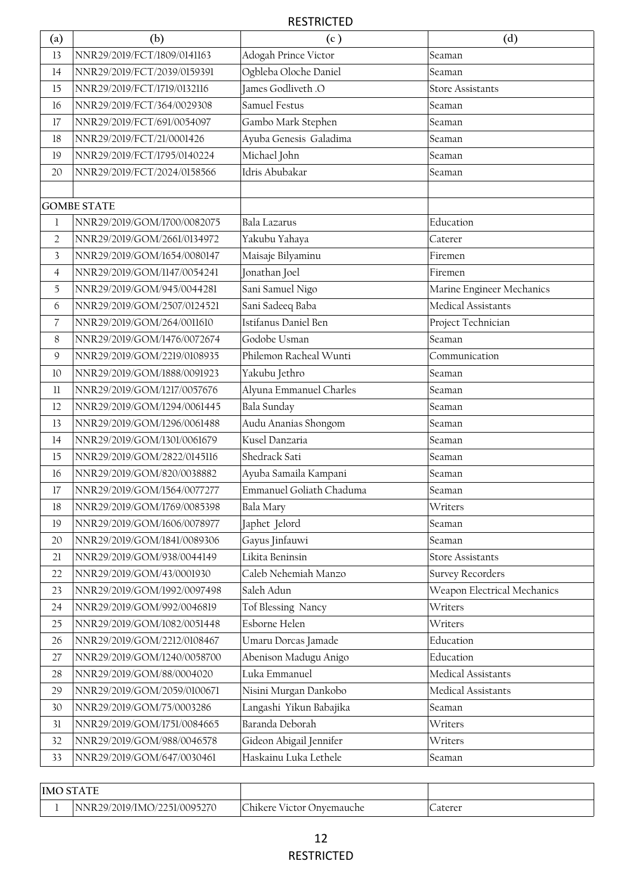| (a) | (b) | (c ) | (d) |
|---|---|---|---|
| 13 | NNR29/2019/FCT/1809/0141163 | Adogah Prince Victor | Seaman |
| 14 | NNR29/2019/FCT/2039/0159391 | Ogbleba Oloche Daniel | Seaman |
| 15 | NNR29/2019/FCT/1719/0132116 | James Godliveth .O | Store Assistants |
| 16 | NNR29/2019/FCT/364/0029308 | Samuel Festus | Seaman |
| 17 | NNR29/2019/FCT/691/0054097 | Gambo Mark Stephen | Seaman |
| 18 | NNR29/2019/FCT/21/0001426 | Ayuba Genesis Galadima | Seaman |
| 19 | NNR29/2019/FCT/1795/0140224 | Michael John | Seaman |
| 20 | NNR29/2019/FCT/2024/0158566 | Idris Abubakar | Seaman |
| | | | |
| GOMBE STATE | | | |
| 1 | NNR29/2019/GOM/1700/0082075 | Bala Lazarus | Education |
| 2 | NNR29/2019/GOM/2661/0134972 | Yakubu Yahaya | Caterer |
| 3 | NNR29/2019/GOM/1654/0080147 | Maisaje Bilyaminu | Firemen |
| 4 | NNR29/2019/GOM/1147/0054241 | Jonathan Joel | Firemen |
| 5 | NNR29/2019/GOM/945/0044281 | Sani Samuel Nigo | Marine Engineer Mechanics |
| 6 | NNR29/2019/GOM/2507/0124521 | Sani Sadeeq Baba | Medical Assistants |
| 7 | NNR29/2019/GOM/264/0011610 | Istifanus Daniel Ben | Project Technician |
| 8 | NNR29/2019/GOM/1476/0072674 | Godobe Usman | Seaman |
| 9 | NNR29/2019/GOM/2219/0108935 | Philemon Racheal Wunti | Communication |
| 10 | NNR29/2019/GOM/1888/0091923 | Yakubu Jethro | Seaman |
| 11 | NNR29/2019/GOM/1217/0057676 | Alyuna Emmanuel Charles | Seaman |
| 12 | NNR29/2019/GOM/1294/0061445 | Bala Sunday | Seaman |
| 13 | NNR29/2019/GOM/1296/0061488 | Audu Ananias Shongom | Seaman |
| 14 | NNR29/2019/GOM/1301/0061679 | Kusel Danzaria | Seaman |
| 15 | NNR29/2019/GOM/2822/0145116 | Shedrack Sati | Seaman |
| 16 | NNR29/2019/GOM/820/0038882 | Ayuba Samaila Kampani | Seaman |
| 17 | NNR29/2019/GOM/1564/0077277 | Emmanuel Goliath Chaduma | Seaman |
| 18 | NNR29/2019/GOM/1769/0085398 | Bala Mary | Writers |
| 19 | NNR29/2019/GOM/1606/0078977 | Japhet Jelord | Seaman |
| 20 | NNR29/2019/GOM/1841/0089306 | Gayus Jinfauwi | Seaman |
| 21 | NNR29/2019/GOM/938/0044149 | Likita Beninsin | Store Assistants |
| 22 | NNR29/2019/GOM/43/0001930 | Caleb Nehemiah Manzo | Survey Recorders |
| 23 | NNR29/2019/GOM/1992/0097498 | Saleh Adun | Weapon Electrical Mechanics |
| 24 | NNR29/2019/GOM/992/0046819 | Tof Blessing Nancy | Writers |
| 25 | NNR29/2019/GOM/1082/0051448 | Esborne Helen | Writers |
| 26 | NNR29/2019/GOM/2212/0108467 | Umaru Dorcas Jamade | Education |
| 27 | NNR29/2019/GOM/1240/0058700 | Abenison Madugu Anigo | Education |
| 28 | NNR29/2019/GOM/88/0004020 | Luka Emmanuel | Medical Assistants |
| 29 | NNR29/2019/GOM/2059/0100671 | Nisini Murgan Dankobo | Medical Assistants |
| 30 | NNR29/2019/GOM/75/0003286 | Langashi Yikun Babajika | Seaman |
| 31 | NNR29/2019/GOM/1751/0084665 | Baranda Deborah | Writers |
| 32 | NNR29/2019/GOM/988/0046578 | Gideon Abigail Jennifer | Writers |
| 33 | NNR29/2019/GOM/647/0030461 | Haskainu Luka Lethele | Seaman |

| IMO STATE | | | |
|---|---|---|---|
| 1 | NNR29/2019/IMO/2251/0095270 | Chikere Victor Onyemauche | Caterer |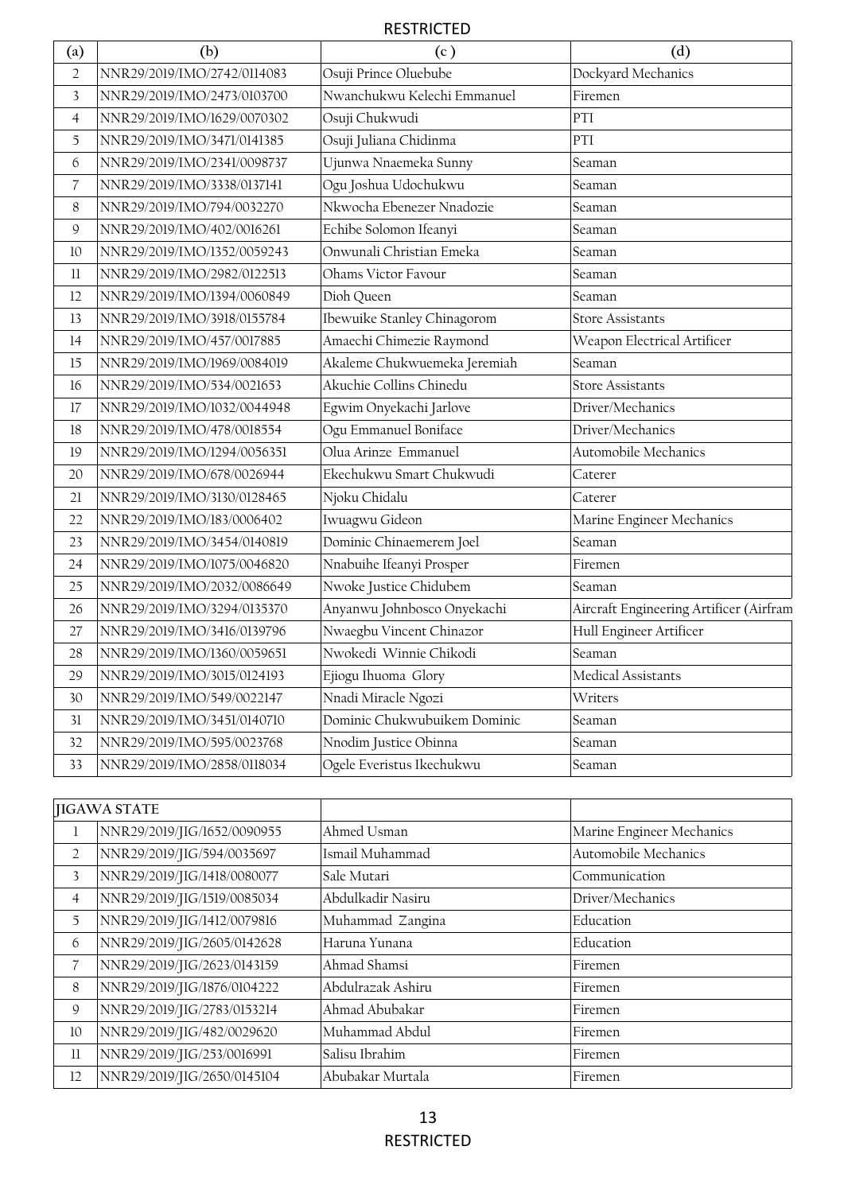| (a) | (b) | (c ) | (d) |
|---|---|---|---|
| 2 | NNR29/2019/IMO/2742/0114083 | Osuji Prince Oluebube | Dockyard Mechanics |
| 3 | NNR29/2019/IMO/2473/0103700 | Nwanchukwu Kelechi Emmanuel | Firemen |
| 4 | NNR29/2019/IMO/1629/0070302 | Osuji Chukwudi | PTI |
| 5 | NNR29/2019/IMO/3471/0141385 | Osuji Juliana Chidinma | PTI |
| 6 | NNR29/2019/IMO/2341/0098737 | Ujunwa Nnaemeka Sunny | Seaman |
| 7 | NNR29/2019/IMO/3338/0137141 | Ogu Joshua Udochukwu | Seaman |
| 8 | NNR29/2019/IMO/794/0032270 | Nkwocha Ebenezer Nnadozie | Seaman |
| 9 | NNR29/2019/IMO/402/0016261 | Echibe Solomon Ifeanyi | Seaman |
| 10 | NNR29/2019/IMO/1352/0059243 | Onwunali Christian Emeka | Seaman |
| 11 | NNR29/2019/IMO/2982/0122513 | Ohams Victor Favour | Seaman |
| 12 | NNR29/2019/IMO/1394/0060849 | Dioh Queen | Seaman |
| 13 | NNR29/2019/IMO/3918/0155784 | Ibewuike Stanley Chinagorom | Store Assistants |
| 14 | NNR29/2019/IMO/457/0017885 | Amaechi Chimezie Raymond | Weapon Electrical Artificer |
| 15 | NNR29/2019/IMO/1969/0084019 | Akaleme Chukwuemeka Jeremiah | Seaman |
| 16 | NNR29/2019/IMO/534/0021653 | Akuchie Collins Chinedu | Store Assistants |
| 17 | NNR29/2019/IMO/1032/0044948 | Egwim Onyekachi Jarlove | Driver/Mechanics |
| 18 | NNR29/2019/IMO/478/0018554 | Ogu Emmanuel Boniface | Driver/Mechanics |
| 19 | NNR29/2019/IMO/1294/0056351 | Olua Arinze Emmanuel | Automobile Mechanics |
| 20 | NNR29/2019/IMO/678/0026944 | Ekechukwu Smart Chukwudi | Caterer |
| 21 | NNR29/2019/IMO/3130/0128465 | Njoku Chidalu | Caterer |
| 22 | NNR29/2019/IMO/183/0006402 | Iwuagwu Gideon | Marine Engineer Mechanics |
| 23 | NNR29/2019/IMO/3454/0140819 | Dominic Chinaemerem Joel | Seaman |
| 24 | NNR29/2019/IMO/1075/0046820 | Nnabuihe Ifeanyi Prosper | Firemen |
| 25 | NNR29/2019/IMO/2032/0086649 | Nwoke Justice Chidubem | Seaman |
| 26 | NNR29/2019/IMO/3294/0135370 | Anyanwu Johnbosco Onyekachi | Aircraft Engineering Artificer (Airfram |
| 27 | NNR29/2019/IMO/3416/0139796 | Nwaegbu Vincent Chinazor | Hull Engineer Artificer |
| 28 | NNR29/2019/IMO/1360/0059651 | Nwokedi Winnie Chikodi | Seaman |
| 29 | NNR29/2019/IMO/3015/0124193 | Ejiogu Ihuoma Glory | Medical Assistants |
| 30 | NNR29/2019/IMO/549/0022147 | Nnadi Miracle Ngozi | Writers |
| 31 | NNR29/2019/IMO/3451/0140710 | Dominic Chukwubuikem Dominic | Seaman |
| 32 | NNR29/2019/IMO/595/0023768 | Nnodim Justice Obinna | Seaman |
| 33 | NNR29/2019/IMO/2858/0118034 | Ogele Everistus Ikechukwu | Seaman |

| JIGAWA STATE | | | |
|---|---|---|---|
| 1 | NNR29/2019/JIG/1652/0090955 | Ahmed Usman | Marine Engineer Mechanics |
| 2 | NNR29/2019/JIG/594/0035697 | Ismail Muhammad | Automobile Mechanics |
| 3 | NNR29/2019/JIG/1418/0080077 | Sale Mutari | Communication |
| 4 | NNR29/2019/JIG/1519/0085034 | Abdulkadir Nasiru | Driver/Mechanics |
| 5 | NNR29/2019/JIG/1412/0079816 | Muhammad Zangina | Education |
| 6 | NNR29/2019/JIG/2605/0142628 | Haruna Yunana | Education |
| 7 | NNR29/2019/JIG/2623/0143159 | Ahmad Shamsi | Firemen |
| 8 | NNR29/2019/JIG/1876/0104222 | Abdulrazak Ashiru | Firemen |
| 9 | NNR29/2019/JIG/2783/0153214 | Ahmad Abubakar | Firemen |
| 10 | NNR29/2019/JIG/482/0029620 | Muhammad Abdul | Firemen |
| 11 | NNR29/2019/JIG/253/0016991 | Salisu Ibrahim | Firemen |
| 12 | NNR29/2019/JIG/2650/0145104 | Abubakar Murtala | Firemen |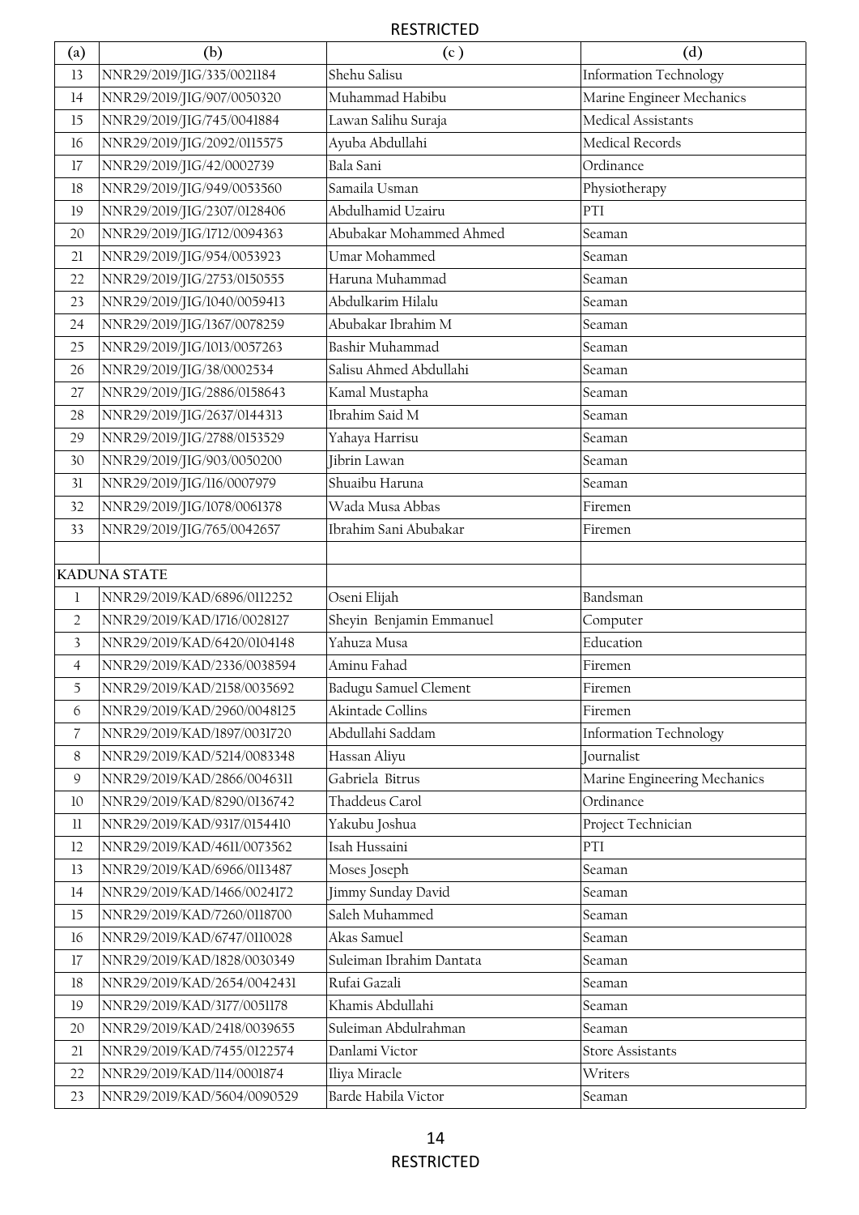| (a) | (b) | (c ) | (d) |
|---|---|---|---|
| 13 | NNR29/2019/JIG/335/0021184 | Shehu Salisu | Information Technology |
| 14 | NNR29/2019/JIG/907/0050320 | Muhammad Habibu | Marine Engineer Mechanics |
| 15 | NNR29/2019/JIG/745/0041884 | Lawan Salihu Suraja | Medical Assistants |
| 16 | NNR29/2019/JIG/2092/0115575 | Ayuba Abdullahi | Medical Records |
| 17 | NNR29/2019/JIG/42/0002739 | Bala Sani | Ordinance |
| 18 | NNR29/2019/JIG/949/0053560 | Samaila Usman | Physiotherapy |
| 19 | NNR29/2019/JIG/2307/0128406 | Abdulhamid Uzairu | PTI |
| 20 | NNR29/2019/JIG/1712/0094363 | Abubakar Mohammed Ahmed | Seaman |
| 21 | NNR29/2019/JIG/954/0053923 | Umar Mohammed | Seaman |
| 22 | NNR29/2019/JIG/2753/0150555 | Haruna Muhammad | Seaman |
| 23 | NNR29/2019/JIG/1040/0059413 | Abdulkarim Hilalu | Seaman |
| 24 | NNR29/2019/JIG/1367/0078259 | Abubakar Ibrahim M | Seaman |
| 25 | NNR29/2019/JIG/1013/0057263 | Bashir Muhammad | Seaman |
| 26 | NNR29/2019/JIG/38/0002534 | Salisu Ahmed Abdullahi | Seaman |
| 27 | NNR29/2019/JIG/2886/0158643 | Kamal Mustapha | Seaman |
| 28 | NNR29/2019/JIG/2637/0144313 | Ibrahim Said M | Seaman |
| 29 | NNR29/2019/JIG/2788/0153529 | Yahaya Harrisu | Seaman |
| 30 | NNR29/2019/JIG/903/0050200 | Jibrin Lawan | Seaman |
| 31 | NNR29/2019/JIG/116/0007979 | Shuaibu Haruna | Seaman |
| 32 | NNR29/2019/JIG/1078/0061378 | Wada Musa Abbas | Firemen |
| 33 | NNR29/2019/JIG/765/0042657 | Ibrahim Sani Abubakar | Firemen |
| | | | |
| **KADUNA STATE** | | | |
| 1 | NNR29/2019/KAD/6896/0112252 | Oseni Elijah | Bandsman |
| 2 | NNR29/2019/KAD/1716/0028127 | Sheyin Benjamin Emmanuel | Computer |
| 3 | NNR29/2019/KAD/6420/0104148 | Yahuza Musa | Education |
| 4 | NNR29/2019/KAD/2336/0038594 | Aminu Fahad | Firemen |
| 5 | NNR29/2019/KAD/2158/0035692 | Badugu Samuel Clement | Firemen |
| 6 | NNR29/2019/KAD/2960/0048125 | Akintade Collins | Firemen |
| 7 | NNR29/2019/KAD/1897/0031720 | Abdullahi Saddam | Information Technology |
| 8 | NNR29/2019/KAD/5214/0083348 | Hassan Aliyu | Journalist |
| 9 | NNR29/2019/KAD/2866/0046311 | Gabriela Bitrus | Marine Engineering Mechanics |
| 10 | NNR29/2019/KAD/8290/0136742 | Thaddeus Carol | Ordinance |
| 11 | NNR29/2019/KAD/9317/0154410 | Yakubu Joshua | Project Technician |
| 12 | NNR29/2019/KAD/4611/0073562 | Isah Hussaini | PTI |
| 13 | NNR29/2019/KAD/6966/0113487 | Moses Joseph | Seaman |
| 14 | NNR29/2019/KAD/1466/0024172 | Jimmy Sunday David | Seaman |
| 15 | NNR29/2019/KAD/7260/0118700 | Saleh Muhammed | Seaman |
| 16 | NNR29/2019/KAD/6747/0110028 | Akas Samuel | Seaman |
| 17 | NNR29/2019/KAD/1828/0030349 | Suleiman Ibrahim Dantata | Seaman |
| 18 | NNR29/2019/KAD/2654/0042431 | Rufai Gazali | Seaman |
| 19 | NNR29/2019/KAD/3177/0051178 | Khamis Abdullahi | Seaman |
| 20 | NNR29/2019/KAD/2418/0039655 | Suleiman Abdulrahman | Seaman |
| 21 | NNR29/2019/KAD/7455/0122574 | Danlami Victor | Store Assistants |
| 22 | NNR29/2019/KAD/114/0001874 | Iliya Miracle | Writers |
| 23 | NNR29/2019/KAD/5604/0090529 | Barde Habila Victor | Seaman |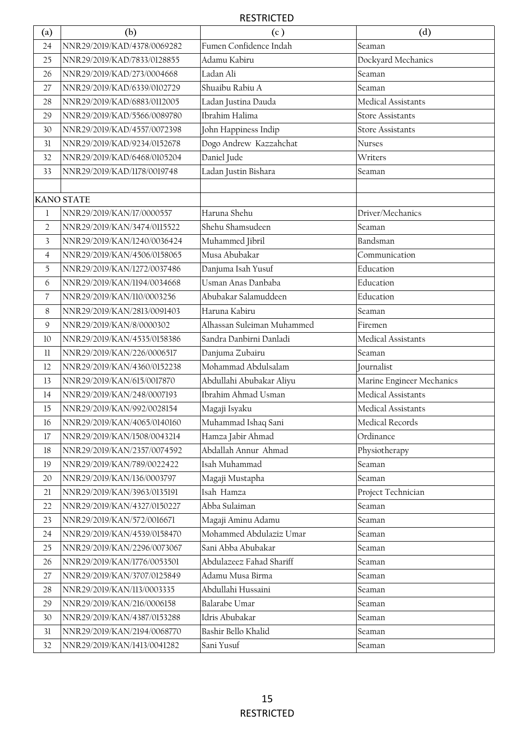| (a) | (b) | (c ) | (d) |
|---|---|---|---|
| 24 | NNR29/2019/KAD/4378/0069282 | Fumen Confidence Indah | Seaman |
| 25 | NNR29/2019/KAD/7833/0128855 | Adamu Kabiru | Dockyard Mechanics |
| 26 | NNR29/2019/KAD/273/0004668 | Ladan Ali | Seaman |
| 27 | NNR29/2019/KAD/6339/0102729 | Shuaibu Rabiu A | Seaman |
| 28 | NNR29/2019/KAD/6883/0112005 | Ladan Justina Dauda | Medical Assistants |
| 29 | NNR29/2019/KAD/5566/0089780 | Ibrahim Halima | Store Assistants |
| 30 | NNR29/2019/KAD/4557/0072398 | John Happiness Indip | Store Assistants |
| 31 | NNR29/2019/KAD/9234/0152678 | Dogo Andrew Kazzahchat | Nurses |
| 32 | NNR29/2019/KAD/6468/0105204 | Daniel Jude | Writers |
| 33 | NNR29/2019/KAD/1178/0019748 | Ladan Justin Bishara | Seaman |
| | | | |
| **KANO STATE** | | | |
| 1 | NNR29/2019/KAN/17/0000557 | Haruna Shehu | Driver/Mechanics |
| 2 | NNR29/2019/KAN/3474/0115522 | Shehu Shamsudeen | Seaman |
| 3 | NNR29/2019/KAN/1240/0036424 | Muhammed Jibril | Bandsman |
| 4 | NNR29/2019/KAN/4506/0158065 | Musa Abubakar | Communication |
| 5 | NNR29/2019/KAN/1272/0037486 | Danjuma Isah Yusuf | Education |
| 6 | NNR29/2019/KAN/1194/0034668 | Usman Anas Danbaba | Education |
| 7 | NNR29/2019/KAN/110/0003256 | Abubakar Salamuddeen | Education |
| 8 | NNR29/2019/KAN/2813/0091403 | Haruna Kabiru | Seaman |
| 9 | NNR29/2019/KAN/8/0000302 | Alhassan Suleiman Muhammed | Firemen |
| 10 | NNR29/2019/KAN/4535/0158386 | Sandra Danbirni Danladi | Medical Assistants |
| 11 | NNR29/2019/KAN/226/0006517 | Danjuma Zubairu | Seaman |
| 12 | NNR29/2019/KAN/4360/0152238 | Mohammad Abdulsalam | Journalist |
| 13 | NNR29/2019/KAN/615/0017870 | Abdullahi Abubakar Aliyu | Marine Engineer Mechanics |
| 14 | NNR29/2019/KAN/248/0007193 | Ibrahim Ahmad Usman | Medical Assistants |
| 15 | NNR29/2019/KAN/992/0028154 | Magaji Isyaku | Medical Assistants |
| 16 | NNR29/2019/KAN/4065/0140160 | Muhammad Ishaq Sani | Medical Records |
| 17 | NNR29/2019/KAN/1508/0043214 | Hamza Jabir Ahmad | Ordinance |
| 18 | NNR29/2019/KAN/2357/0074592 | Abdallah Annur Ahmad | Physiotherapy |
| 19 | NNR29/2019/KAN/789/0022422 | Isah Muhammad | Seaman |
| 20 | NNR29/2019/KAN/136/0003797 | Magaji Mustapha | Seaman |
| 21 | NNR29/2019/KAN/3963/0135191 | Isah Hamza | Project Technician |
| 22 | NNR29/2019/KAN/4327/0150227 | Abba Sulaiman | Seaman |
| 23 | NNR29/2019/KAN/572/0016671 | Magaji Aminu Adamu | Seaman |
| 24 | NNR29/2019/KAN/4539/0158470 | Mohammed Abdulaziz Umar | Seaman |
| 25 | NNR29/2019/KAN/2296/0073067 | Sani Abba Abubakar | Seaman |
| 26 | NNR29/2019/KAN/1776/0053501 | Abdulazeez Fahad Shariff | Seaman |
| 27 | NNR29/2019/KAN/3707/0125849 | Adamu Musa Birma | Seaman |
| 28 | NNR29/2019/KAN/113/0003335 | Abdullahi Hussaini | Seaman |
| 29 | NNR29/2019/KAN/216/0006158 | Balarabe Umar | Seaman |
| 30 | NNR29/2019/KAN/4387/0153288 | Idris Abubakar | Seaman |
| 31 | NNR29/2019/KAN/2194/0068770 | Bashir Bello Khalid | Seaman |
| 32 | NNR29/2019/KAN/1413/0041282 | Sani Yusuf | Seaman |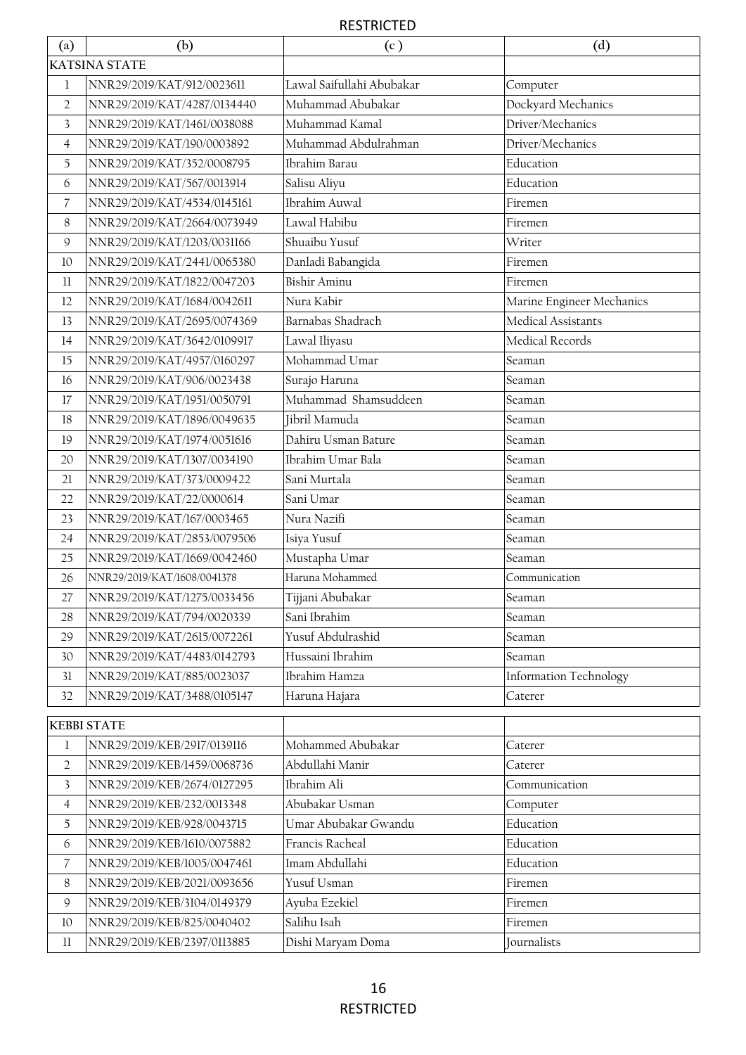| (a) | (b) | (c ) | (d) |
|---|---|---|---|
| KATSINA STATE | | | |
| 1 | NNR29/2019/KAT/912/0023611 | Lawal Saifullahi Abubakar | Computer |
| 2 | NNR29/2019/KAT/4287/0134440 | Muhammad Abubakar | Dockyard Mechanics |
| 3 | NNR29/2019/KAT/1461/0038088 | Muhammad Kamal | Driver/Mechanics |
| 4 | NNR29/2019/KAT/190/0003892 | Muhammad Abdulrahman | Driver/Mechanics |
| 5 | NNR29/2019/KAT/352/0008795 | Ibrahim Barau | Education |
| 6 | NNR29/2019/KAT/567/0013914 | Salisu Aliyu | Education |
| 7 | NNR29/2019/KAT/4534/0145161 | Ibrahim Auwal | Firemen |
| 8 | NNR29/2019/KAT/2664/0073949 | Lawal Habibu | Firemen |
| 9 | NNR29/2019/KAT/1203/0031166 | Shuaibu Yusuf | Writer |
| 10 | NNR29/2019/KAT/2441/0065380 | Danladi Babangida | Firemen |
| 11 | NNR29/2019/KAT/1822/0047203 | Bishir Aminu | Firemen |
| 12 | NNR29/2019/KAT/1684/0042611 | Nura Kabir | Marine Engineer Mechanics |
| 13 | NNR29/2019/KAT/2695/0074369 | Barnabas Shadrach | Medical Assistants |
| 14 | NNR29/2019/KAT/3642/0109917 | Lawal Iliyasu | Medical Records |
| 15 | NNR29/2019/KAT/4957/0160297 | Mohammad Umar | Seaman |
| 16 | NNR29/2019/KAT/906/0023438 | Surajo Haruna | Seaman |
| 17 | NNR29/2019/KAT/1951/0050791 | Muhammad Shamsuddeen | Seaman |
| 18 | NNR29/2019/KAT/1896/0049635 | Jibril Mamuda | Seaman |
| 19 | NNR29/2019/KAT/1974/0051616 | Dahiru Usman Bature | Seaman |
| 20 | NNR29/2019/KAT/1307/0034190 | Ibrahim Umar Bala | Seaman |
| 21 | NNR29/2019/KAT/373/0009422 | Sani Murtala | Seaman |
| 22 | NNR29/2019/KAT/22/0000614 | Sani Umar | Seaman |
| 23 | NNR29/2019/KAT/167/0003465 | Nura Nazifi | Seaman |
| 24 | NNR29/2019/KAT/2853/0079506 | Isiya Yusuf | Seaman |
| 25 | NNR29/2019/KAT/1669/0042460 | Mustapha Umar | Seaman |
| 26 | NNR29/2019/KAT/1608/0041378 | Haruna Mohammed | Communication |
| 27 | NNR29/2019/KAT/1275/0033456 | Tijjani Abubakar | Seaman |
| 28 | NNR29/2019/KAT/794/0020339 | Sani Ibrahim | Seaman |
| 29 | NNR29/2019/KAT/2615/0072261 | Yusuf Abdulrashid | Seaman |
| 30 | NNR29/2019/KAT/4483/0142793 | Hussaini Ibrahim | Seaman |
| 31 | NNR29/2019/KAT/885/0023037 | Ibrahim Hamza | Information Technology |
| 32 | NNR29/2019/KAT/3488/0105147 | Haruna Hajara | Caterer |
| KEBBI STATE | | | |
| 1 | NNR29/2019/KEB/2917/0139116 | Mohammed Abubakar | Caterer |
| 2 | NNR29/2019/KEB/1459/0068736 | Abdullahi Manir | Caterer |
| 3 | NNR29/2019/KEB/2674/0127295 | Ibrahim Ali | Communication |
| 4 | NNR29/2019/KEB/232/0013348 | Abubakar Usman | Computer |
| 5 | NNR29/2019/KEB/928/0043715 | Umar Abubakar Gwandu | Education |
| 6 | NNR29/2019/KEB/1610/0075882 | Francis Racheal | Education |
| 7 | NNR29/2019/KEB/1005/0047461 | Imam Abdullahi | Education |
| 8 | NNR29/2019/KEB/2021/0093656 | Yusuf Usman | Firemen |
| 9 | NNR29/2019/KEB/3104/0149379 | Ayuba Ezekiel | Firemen |
| 10 | NNR29/2019/KEB/825/0040402 | Salihu Isah | Firemen |
| 11 | NNR29/2019/KEB/2397/0113885 | Dishi Maryam Doma | Journalists |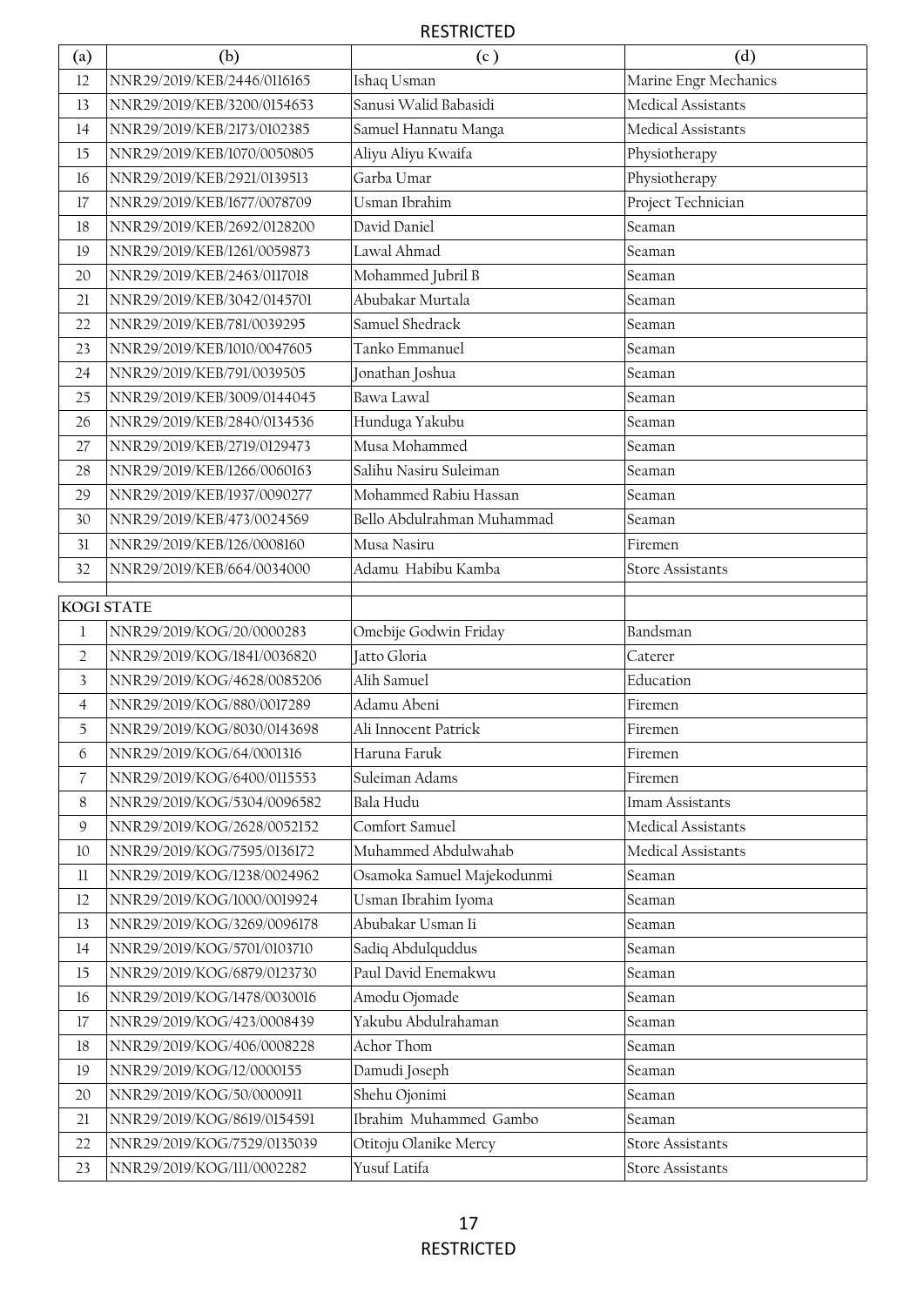RESTRICTED

| (a) | (b) | (c ) | (d) |
|---|---|---|---|
| 12 | NNR29/2019/KEB/2446/0116165 | Ishaq Usman | Marine Engr Mechanics |
| 13 | NNR29/2019/KEB/3200/0154653 | Sanusi Walid Babasidi | Medical Assistants |
| 14 | NNR29/2019/KEB/2173/0102385 | Samuel Hannatu Manga | Medical Assistants |
| 15 | NNR29/2019/KEB/1070/0050805 | Aliyu Aliyu Kwaifa | Physiotherapy |
| 16 | NNR29/2019/KEB/2921/0139513 | Garba Umar | Physiotherapy |
| 17 | NNR29/2019/KEB/1677/0078709 | Usman Ibrahim | Project Technician |
| 18 | NNR29/2019/KEB/2692/0128200 | David Daniel | Seaman |
| 19 | NNR29/2019/KEB/1261/0059873 | Lawal Ahmad | Seaman |
| 20 | NNR29/2019/KEB/2463/0117018 | Mohammed Jubril B | Seaman |
| 21 | NNR29/2019/KEB/3042/0145701 | Abubakar Murtala | Seaman |
| 22 | NNR29/2019/KEB/781/0039295 | Samuel Shedrack | Seaman |
| 23 | NNR29/2019/KEB/1010/0047605 | Tanko Emmanuel | Seaman |
| 24 | NNR29/2019/KEB/791/0039505 | Jonathan Joshua | Seaman |
| 25 | NNR29/2019/KEB/3009/0144045 | Bawa Lawal | Seaman |
| 26 | NNR29/2019/KEB/2840/0134536 | Hunduga Yakubu | Seaman |
| 27 | NNR29/2019/KEB/2719/0129473 | Musa Mohammed | Seaman |
| 28 | NNR29/2019/KEB/1266/0060163 | Salihu Nasiru Suleiman | Seaman |
| 29 | NNR29/2019/KEB/1937/0090277 | Mohammed Rabiu Hassan | Seaman |
| 30 | NNR29/2019/KEB/473/0024569 | Bello Abdulrahman Muhammad | Seaman |
| 31 | NNR29/2019/KEB/126/0008160 | Musa Nasiru | Firemen |
| 32 | NNR29/2019/KEB/664/0034000 | Adamu Habibu Kamba | Store Assistants |
| | | | |
| **KOGI STATE** | | | |
| 1 | NNR29/2019/KOG/20/0000283 | Omebije Godwin Friday | Bandsman |
| 2 | NNR29/2019/KOG/1841/0036820 | Jatto Gloria | Caterer |
| 3 | NNR29/2019/KOG/4628/0085206 | Alih Samuel | Education |
| 4 | NNR29/2019/KOG/880/0017289 | Adamu Abeni | Firemen |
| 5 | NNR29/2019/KOG/8030/0143698 | Ali Innocent Patrick | Firemen |
| 6 | NNR29/2019/KOG/64/0001316 | Haruna Faruk | Firemen |
| 7 | NNR29/2019/KOG/6400/0115553 | Suleiman Adams | Firemen |
| 8 | NNR29/2019/KOG/5304/0096582 | Bala Hudu | Imam Assistants |
| 9 | NNR29/2019/KOG/2628/0052152 | Comfort Samuel | Medical Assistants |
| 10 | NNR29/2019/KOG/7595/0136172 | Muhammed Abdulwahab | Medical Assistants |
| 11 | NNR29/2019/KOG/1238/0024962 | Osamoka Samuel Majekodunmi | Seaman |
| 12 | NNR29/2019/KOG/1000/0019924 | Usman Ibrahim Iyoma | Seaman |
| 13 | NNR29/2019/KOG/3269/0096178 | Abubakar Usman Ii | Seaman |
| 14 | NNR29/2019/KOG/5701/0103710 | Sadiq Abdulquddus | Seaman |
| 15 | NNR29/2019/KOG/6879/0123730 | Paul David Enemakwu | Seaman |
| 16 | NNR29/2019/KOG/1478/0030016 | Amodu Ojomade | Seaman |
| 17 | NNR29/2019/KOG/423/0008439 | Yakubu Abdulrahaman | Seaman |
| 18 | NNR29/2019/KOG/406/0008228 | Achor Thom | Seaman |
| 19 | NNR29/2019/KOG/12/0000155 | Damudi Joseph | Seaman |
| 20 | NNR29/2019/KOG/50/0000911 | Shehu Ojonimi | Seaman |
| 21 | NNR29/2019/KOG/8619/0154591 | Ibrahim Muhammed Gambo | Seaman |
| 22 | NNR29/2019/KOG/7529/0135039 | Otitoju Olanike Mercy | Store Assistants |
| 23 | NNR29/2019/KOG/111/0002282 | Yusuf Latifa | Store Assistants |

RESTRICTED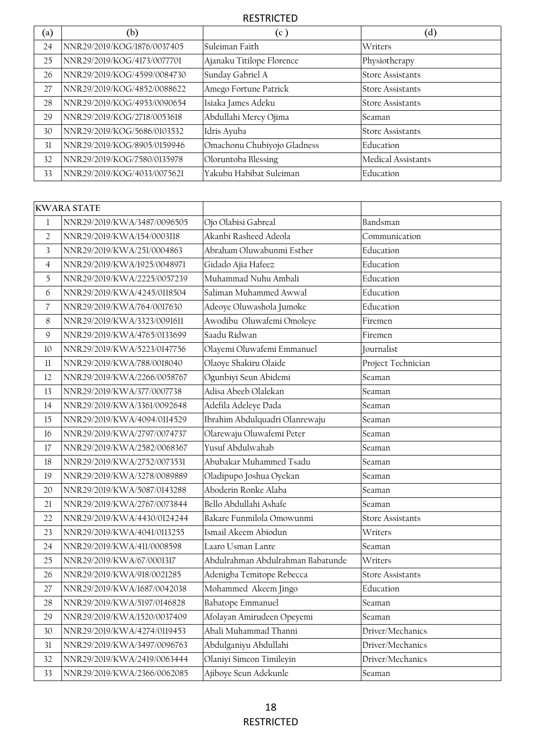| (a) | (b) | (c ) | (d) |
|---|---|---|---|
| 24 | NNR29/2019/KOG/1876/0037405 | Suleiman Faith | Writers |
| 25 | NNR29/2019/KOG/4173/0077701 | Ajanaku Titilope Florence | Physiotherapy |
| 26 | NNR29/2019/KOG/4599/0084730 | Sunday Gabriel A | Store Assistants |
| 27 | NNR29/2019/KOG/4852/0088622 | Amego Fortune Patrick | Store Assistants |
| 28 | NNR29/2019/KOG/4953/0090654 | Isiaka James Adeku | Store Assistants |
| 29 | NNR29/2019/KOG/2718/0053618 | Abdullahi Mercy Ojima | Seaman |
| 30 | NNR29/2019/KOG/5686/0103532 | Idris Ayuba | Store Assistants |
| 31 | NNR29/2019/KOG/8905/0159946 | Omachonu Chubiyojo Gladness | Education |
| 32 | NNR29/2019/KOG/7580/0135978 | Oloruntoba Blessing | Medical Assistants |
| 33 | NNR29/2019/KOG/4033/0075621 | Yakubu Habibat Suleiman | Education |

| KWARA STATE | | | |
|---|---|---|---|
| 1 | NNR29/2019/KWA/3487/0096505 | Ojo Olabisi Gabreal | Bandsman |
| 2 | NNR29/2019/KWA/154/0003118 | Akanbi Rasheed Adeola | Communication |
| 3 | NNR29/2019/KWA/251/0004863 | Abraham Oluwabunmi Esther | Education |
| 4 | NNR29/2019/KWA/1925/0048971 | Gidado Ajia Hafeez | Education |
| 5 | NNR29/2019/KWA/2225/0057239 | Muhammad Nuhu Ambali | Education |
| 6 | NNR29/2019/KWA/4245/0118504 | Saliman Muhammed Awwal | Education |
| 7 | NNR29/2019/KWA/764/0017630 | Adeoye Oluwashola Jumoke | Education |
| 8 | NNR29/2019/KWA/3323/0091611 | Awodibu Oluwafemi Omoleye | Firemen |
| 9 | NNR29/2019/KWA/4765/0133699 | Saadu Ridwan | Firemen |
| 10 | NNR29/2019/KWA/5223/0147756 | Olayemi Oluwafemi Emmanuel | Journalist |
| 11 | NNR29/2019/KWA/788/0018040 | Olaoye Shakiru Olaide | Project Technician |
| 12 | NNR29/2019/KWA/2266/0058767 | Ogunbiyi Seun Abidemi | Seaman |
| 13 | NNR29/2019/KWA/377/0007738 | Adisa Abeeb Olalekan | Seaman |
| 14 | NNR29/2019/KWA/3361/0092648 | Adefila Adeleye Dada | Seaman |
| 15 | NNR29/2019/KWA/4094/0114529 | Ibrahim Abdulquadri Olanrewaju | Seaman |
| 16 | NNR29/2019/KWA/2797/0074737 | Olarewaju Oluwafemi Peter | Seaman |
| 17 | NNR29/2019/KWA/2582/0068367 | Yusuf Abdulwahab | Seaman |
| 18 | NNR29/2019/KWA/2752/0073531 | Abubakar Muhammed Tsadu | Seaman |
| 19 | NNR29/2019/KWA/3278/0089889 | Oladipupo Joshua Oyekan | Seaman |
| 20 | NNR29/2019/KWA/5087/0143288 | Aboderin Ronke Alaba | Seaman |
| 21 | NNR29/2019/KWA/2767/0073844 | Bello Abdullahi Ashafe | Seaman |
| 22 | NNR29/2019/KWA/4430/0124244 | Bakare Funmilola Omowunmi | Store Assistants |
| 23 | NNR29/2019/KWA/4041/0113255 | Ismail Akeem Abiodun | Writers |
| 24 | NNR29/2019/KWA/411/0008598 | Laaro Usman Lanre | Seaman |
| 25 | NNR29/2019/KWA/67/0001317 | Abdulrahman Abdulrahman Babatunde | Writers |
| 26 | NNR29/2019/KWA/918/0021285 | Adenigba Temitope Rebecca | Store Assistants |
| 27 | NNR29/2019/KWA/1687/0042038 | Mohammed Akeem Jingo | Education |
| 28 | NNR29/2019/KWA/5197/0146828 | Babatope Emmanuel | Seaman |
| 29 | NNR29/2019/KWA/1520/0037409 | Afolayan Amirudeen Opeyemi | Seaman |
| 30 | NNR29/2019/KWA/4274/0119453 | Abali Muhammad Thanni | Driver/Mechanics |
| 31 | NNR29/2019/KWA/3497/0096763 | Abdulganiyu Abdullahi | Driver/Mechanics |
| 32 | NNR29/2019/KWA/2419/0063444 | Olaniyi Simeon Timileyin | Driver/Mechanics |
| 33 | NNR29/2019/KWA/2366/0062085 | Ajiboye Seun Adekunle | Seaman |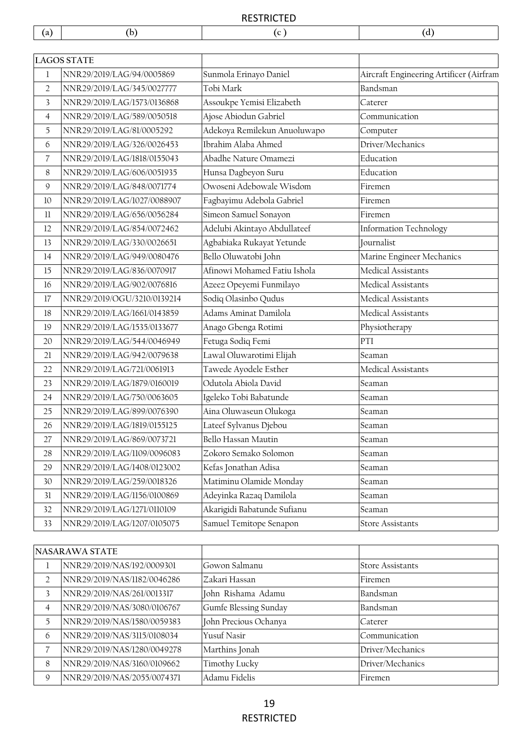| (a) | (b) | (c ) | (d) |
|---|---|---|---|
| **LAGOS STATE** | | | |
| 1 | NNR29/2019/LAG/94/0005869 | Sunmola Erinayo Daniel | Aircraft Engineering Artificer (Airfram |
| 2 | NNR29/2019/LAG/345/0027777 | Tobi Mark | Bandsman |
| 3 | NNR29/2019/LAG/1573/0136868 | Assoukpe Yemisi Elizabeth | Caterer |
| 4 | NNR29/2019/LAG/589/0050518 | Ajose Abiodun Gabriel | Communication |
| 5 | NNR29/2019/LAG/81/0005292 | Adekoya Remilekun Anuoluwapo | Computer |
| 6 | NNR29/2019/LAG/326/0026453 | Ibrahim Alaba Ahmed | Driver/Mechanics |
| 7 | NNR29/2019/LAG/1818/0155043 | Abadhe Nature Omamezi | Education |
| 8 | NNR29/2019/LAG/606/0051935 | Hunsa Dagbeyon Suru | Education |
| 9 | NNR29/2019/LAG/848/0071774 | Owoseni Adebowale Wisdom | Firemen |
| 10 | NNR29/2019/LAG/1027/0088907 | Fagbayimu Adebola Gabriel | Firemen |
| 11 | NNR29/2019/LAG/656/0056284 | Simeon Samuel Sonayon | Firemen |
| 12 | NNR29/2019/LAG/854/0072462 | Adelubi Akintayo Abdullateef | Information Technology |
| 13 | NNR29/2019/LAG/330/0026651 | Agbabiaka Rukayat Yetunde | Journalist |
| 14 | NNR29/2019/LAG/949/0080476 | Bello Oluwatobi John | Marine Engineer Mechanics |
| 15 | NNR29/2019/LAG/836/0070917 | Afinowi Mohamed Fatiu Ishola | Medical Assistants |
| 16 | NNR29/2019/LAG/902/0076816 | Azeez Opeyemi Funmilayo | Medical Assistants |
| 17 | NNR29/2019/OGU/3210/0139214 | Sodiq Olasinbo Qudus | Medical Assistants |
| 18 | NNR29/2019/LAG/1661/0143859 | Adams Aminat Damilola | Medical Assistants |
| 19 | NNR29/2019/LAG/1535/0133677 | Anago Gbenga Rotimi | Physiotherapy |
| 20 | NNR29/2019/LAG/544/0046949 | Fetuga Sodiq Femi | PTI |
| 21 | NNR29/2019/LAG/942/0079638 | Lawal Oluwarotimi Elijah | Seaman |
| 22 | NNR29/2019/LAG/721/0061913 | Tawede Ayodele Esther | Medical Assistants |
| 23 | NNR29/2019/LAG/1879/0160019 | Odutola Abiola David | Seaman |
| 24 | NNR29/2019/LAG/750/0063605 | Igeleko Tobi Babatunde | Seaman |
| 25 | NNR29/2019/LAG/899/0076390 | Aina Oluwaseun Olukoga | Seaman |
| 26 | NNR29/2019/LAG/1819/0155125 | Lateef Sylvanus Djebou | Seaman |
| 27 | NNR29/2019/LAG/869/0073721 | Bello Hassan Mautin | Seaman |
| 28 | NNR29/2019/LAG/1109/0096083 | Zokoro Semako Solomon | Seaman |
| 29 | NNR29/2019/LAG/1408/0123002 | Kefas Jonathan Adisa | Seaman |
| 30 | NNR29/2019/LAG/259/0018326 | Matiminu Olamide Monday | Seaman |
| 31 | NNR29/2019/LAG/1156/0100869 | Adeyinka Razaq Damilola | Seaman |
| 32 | NNR29/2019/LAG/1271/0110109 | Akarigidi Babatunde Sufianu | Seaman |
| 33 | NNR29/2019/LAG/1207/0105075 | Samuel Temitope Senapon | Store Assistants |
| **NASARAWA STATE** | | | |
| 1 | NNR29/2019/NAS/192/0009301 | Gowon Salmanu | Store Assistants |
| 2 | NNR29/2019/NAS/1182/0046286 | Zakari Hassan | Firemen |
| 3 | NNR29/2019/NAS/261/0013317 | John Rishama Adamu | Bandsman |
| 4 | NNR29/2019/NAS/3080/0106767 | Gumfe Blessing Sunday | Bandsman |
| 5 | NNR29/2019/NAS/1580/0059383 | John Precious Ochanya | Caterer |
| 6 | NNR29/2019/NAS/3115/0108034 | Yusuf Nasir | Communication |
| 7 | NNR29/2019/NAS/1280/0049278 | Marthins Jonah | Driver/Mechanics |
| 8 | NNR29/2019/NAS/3160/0109662 | Timothy Lucky | Driver/Mechanics |
| 9 | NNR29/2019/NAS/2055/0074371 | Adamu Fidelis | Firemen |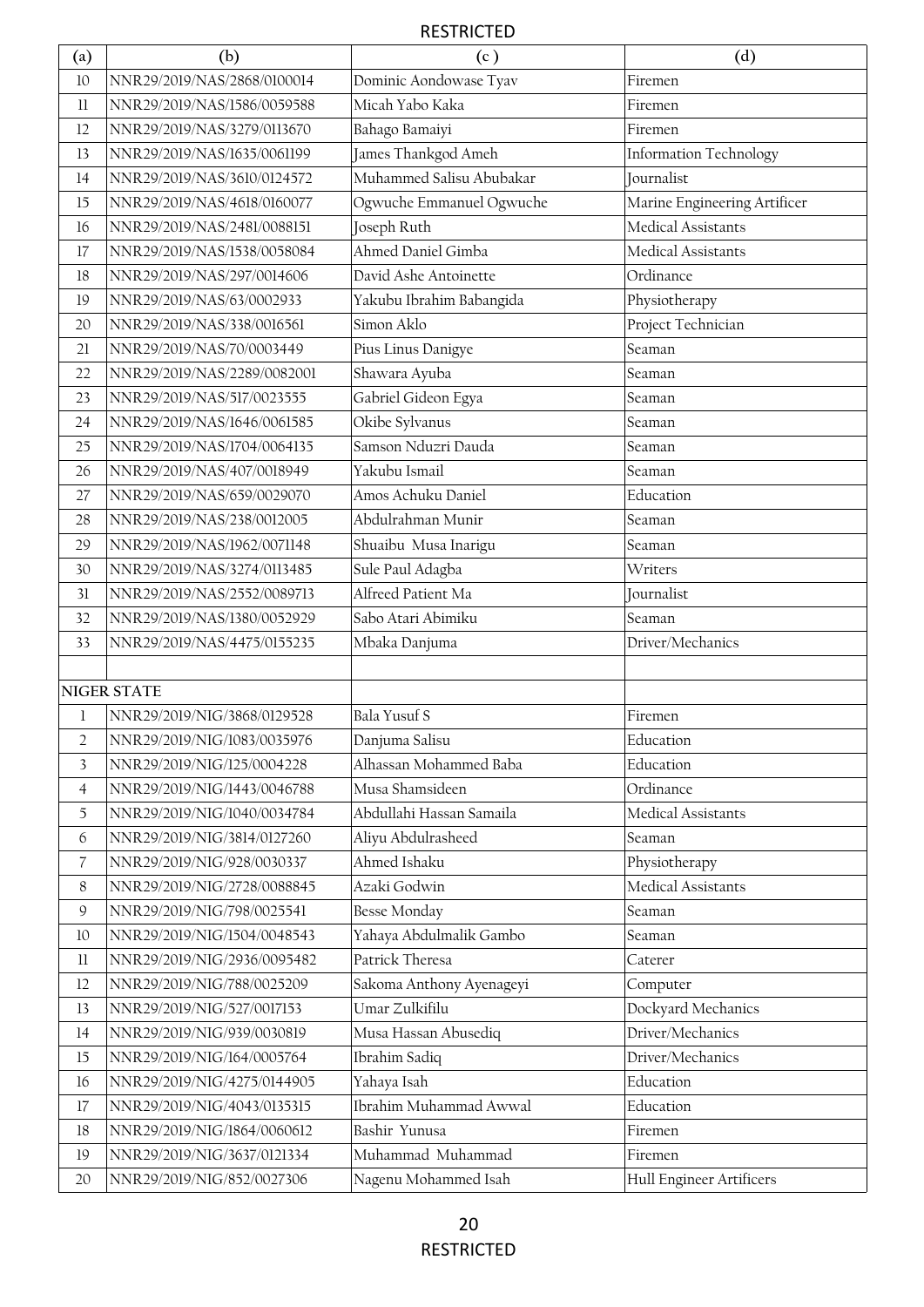| (a) | (b) | (c ) | (d) |
|---|---|---|---|
| 10 | NNR29/2019/NAS/2868/0100014 | Dominic Aondowase Tyav | Firemen |
| 11 | NNR29/2019/NAS/1586/0059588 | Micah Yabo Kaka | Firemen |
| 12 | NNR29/2019/NAS/3279/0113670 | Bahago Bamaiyi | Firemen |
| 13 | NNR29/2019/NAS/1635/0061199 | James Thankgod Ameh | Information Technology |
| 14 | NNR29/2019/NAS/3610/0124572 | Muhammed Salisu Abubakar | Journalist |
| 15 | NNR29/2019/NAS/4618/0160077 | Ogwuche Emmanuel Ogwuche | Marine Engineering Artificer |
| 16 | NNR29/2019/NAS/2481/0088151 | Joseph Ruth | Medical Assistants |
| 17 | NNR29/2019/NAS/1538/0058084 | Ahmed Daniel Gimba | Medical Assistants |
| 18 | NNR29/2019/NAS/297/0014606 | David Ashe Antoinette | Ordinance |
| 19 | NNR29/2019/NAS/63/0002933 | Yakubu Ibrahim Babangida | Physiotherapy |
| 20 | NNR29/2019/NAS/338/0016561 | Simon Aklo | Project Technician |
| 21 | NNR29/2019/NAS/70/0003449 | Pius Linus Danigye | Seaman |
| 22 | NNR29/2019/NAS/2289/0082001 | Shawara Ayuba | Seaman |
| 23 | NNR29/2019/NAS/517/0023555 | Gabriel Gideon Egya | Seaman |
| 24 | NNR29/2019/NAS/1646/0061585 | Okibe Sylvanus | Seaman |
| 25 | NNR29/2019/NAS/1704/0064135 | Samson Nduzri Dauda | Seaman |
| 26 | NNR29/2019/NAS/407/0018949 | Yakubu Ismail | Seaman |
| 27 | NNR29/2019/NAS/659/0029070 | Amos Achuku Daniel | Education |
| 28 | NNR29/2019/NAS/238/0012005 | Abdulrahman Munir | Seaman |
| 29 | NNR29/2019/NAS/1962/0071148 | Shuaibu Musa Inarigu | Seaman |
| 30 | NNR29/2019/NAS/3274/0113485 | Sule Paul Adagba | Writers |
| 31 | NNR29/2019/NAS/2552/0089713 | Alfreed Patient Ma | Journalist |
| 32 | NNR29/2019/NAS/1380/0052929 | Sabo Atari Abimiku | Seaman |
| 33 | NNR29/2019/NAS/4475/0155235 | Mbaka Danjuma | Driver/Mechanics |
| | | | |
| **NIGER STATE** | | | |
| 1 | NNR29/2019/NIG/3868/0129528 | Bala Yusuf S | Firemen |
| 2 | NNR29/2019/NIG/1083/0035976 | Danjuma Salisu | Education |
| 3 | NNR29/2019/NIG/125/0004228 | Alhassan Mohammed Baba | Education |
| 4 | NNR29/2019/NIG/1443/0046788 | Musa Shamsideen | Ordinance |
| 5 | NNR29/2019/NIG/1040/0034784 | Abdullahi Hassan Samaila | Medical Assistants |
| 6 | NNR29/2019/NIG/3814/0127260 | Aliyu Abdulrasheed | Seaman |
| 7 | NNR29/2019/NIG/928/0030337 | Ahmed Ishaku | Physiotherapy |
| 8 | NNR29/2019/NIG/2728/0088845 | Azaki Godwin | Medical Assistants |
| 9 | NNR29/2019/NIG/798/0025541 | Besse Monday | Seaman |
| 10 | NNR29/2019/NIG/1504/0048543 | Yahaya Abdulmalik Gambo | Seaman |
| 11 | NNR29/2019/NIG/2936/0095482 | Patrick Theresa | Caterer |
| 12 | NNR29/2019/NIG/788/0025209 | Sakoma Anthony Ayenageyi | Computer |
| 13 | NNR29/2019/NIG/527/0017153 | Umar Zulkifilu | Dockyard Mechanics |
| 14 | NNR29/2019/NIG/939/0030819 | Musa Hassan Abusediq | Driver/Mechanics |
| 15 | NNR29/2019/NIG/164/0005764 | Ibrahim Sadiq | Driver/Mechanics |
| 16 | NNR29/2019/NIG/4275/0144905 | Yahaya Isah | Education |
| 17 | NNR29/2019/NIG/4043/0135315 | Ibrahim Muhammad Awwal | Education |
| 18 | NNR29/2019/NIG/1864/0060612 | Bashir Yunusa | Firemen |
| 19 | NNR29/2019/NIG/3637/0121334 | Muhammad Muhammad | Firemen |
| 20 | NNR29/2019/NIG/852/0027306 | Nagenu Mohammed Isah | Hull Engineer Artificers |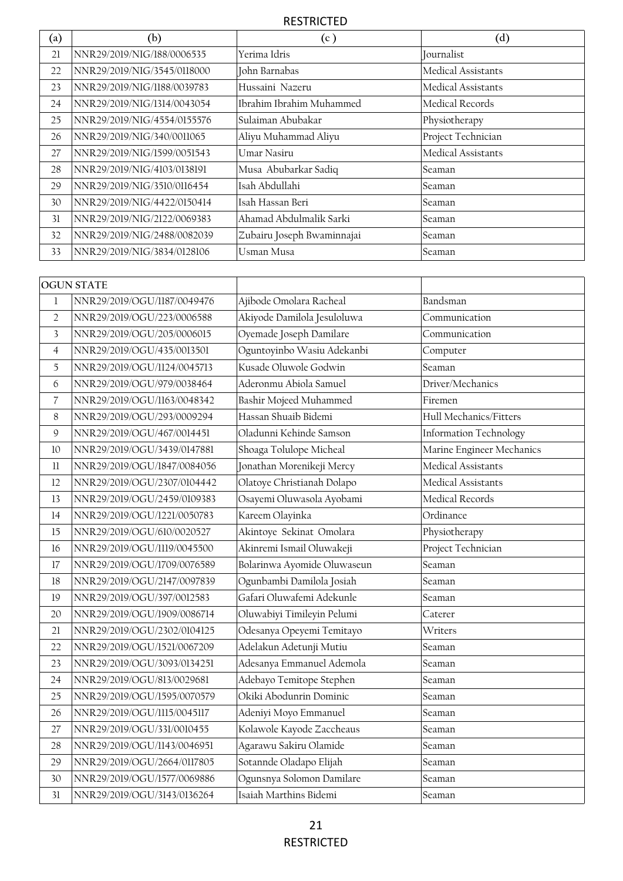| (a) | (b) | (c ) | (d) |
|---|---|---|---|
| 21 | NNR29/2019/NIG/188/0006535 | Yerima Idris | Journalist |
| 22 | NNR29/2019/NIG/3545/0118000 | John Barnabas | Medical Assistants |
| 23 | NNR29/2019/NIG/1188/0039783 | Hussaini Nazeru | Medical Assistants |
| 24 | NNR29/2019/NIG/1314/0043054 | Ibrahim Ibrahim Muhammed | Medical Records |
| 25 | NNR29/2019/NIG/4554/0155576 | Sulaiman Abubakar | Physiotherapy |
| 26 | NNR29/2019/NIG/340/0011065 | Aliyu Muhammad Aliyu | Project Technician |
| 27 | NNR29/2019/NIG/1599/0051543 | Umar Nasiru | Medical Assistants |
| 28 | NNR29/2019/NIG/4103/0138191 | Musa Abubarkar Sadiq | Seaman |
| 29 | NNR29/2019/NIG/3510/0116454 | Isah Abdullahi | Seaman |
| 30 | NNR29/2019/NIG/4422/0150414 | Isah Hassan Beri | Seaman |
| 31 | NNR29/2019/NIG/2122/0069383 | Ahamad Abdulmalik Sarki | Seaman |
| 32 | NNR29/2019/NIG/2488/0082039 | Zubairu Joseph Bwaminnajai | Seaman |
| 33 | NNR29/2019/NIG/3834/0128106 | Usman Musa | Seaman |

| OGUN STATE | | | |
|---|---|---|---|
| 1 | NNR29/2019/OGU/1187/0049476 | Ajibode Omolara Racheal | Bandsman |
| 2 | NNR29/2019/OGU/223/0006588 | Akiyode Damilola Jesuloluwa | Communication |
| 3 | NNR29/2019/OGU/205/0006015 | Oyemade Joseph Damilare | Communication |
| 4 | NNR29/2019/OGU/435/0013501 | Oguntoyinbo Wasiu Adekanbi | Computer |
| 5 | NNR29/2019/OGU/1124/0045713 | Kusade Oluwole Godwin | Seaman |
| 6 | NNR29/2019/OGU/979/0038464 | Aderonmu Abiola Samuel | Driver/Mechanics |
| 7 | NNR29/2019/OGU/1163/0048342 | Bashir Mojeed Muhammed | Firemen |
| 8 | NNR29/2019/OGU/293/0009294 | Hassan Shuaib Bidemi | Hull Mechanics/Fitters |
| 9 | NNR29/2019/OGU/467/0014451 | Oladunni Kehinde Samson | Information Technology |
| 10 | NNR29/2019/OGU/3439/0147881 | Shoaga Tolulope Micheal | Marine Engineer Mechanics |
| 11 | NNR29/2019/OGU/1847/0084056 | Jonathan Morenikeji Mercy | Medical Assistants |
| 12 | NNR29/2019/OGU/2307/0104442 | Olatoye Christianah Dolapo | Medical Assistants |
| 13 | NNR29/2019/OGU/2459/0109383 | Osayemi Oluwasola Ayobami | Medical Records |
| 14 | NNR29/2019/OGU/1221/0050783 | Kareem Olayinka | Ordinance |
| 15 | NNR29/2019/OGU/610/0020527 | Akintoye Sekinat Omolara | Physiotherapy |
| 16 | NNR29/2019/OGU/1119/0045500 | Akinremi Ismail Oluwakeji | Project Technician |
| 17 | NNR29/2019/OGU/1709/0076589 | Bolarinwa Ayomide Oluwaseun | Seaman |
| 18 | NNR29/2019/OGU/2147/0097839 | Ogunbambi Damilola Josiah | Seaman |
| 19 | NNR29/2019/OGU/397/0012583 | Gafari Oluwafemi Adekunle | Seaman |
| 20 | NNR29/2019/OGU/1909/0086714 | Oluwabiyi Timileyin Pelumi | Caterer |
| 21 | NNR29/2019/OGU/2302/0104125 | Odesanya Opeyemi Temitayo | Writers |
| 22 | NNR29/2019/OGU/1521/0067209 | Adelakun Adetunji Mutiu | Seaman |
| 23 | NNR29/2019/OGU/3093/0134251 | Adesanya Emmanuel Ademola | Seaman |
| 24 | NNR29/2019/OGU/813/0029681 | Adebayo Temitope Stephen | Seaman |
| 25 | NNR29/2019/OGU/1595/0070579 | Okiki Abodunrin Dominic | Seaman |
| 26 | NNR29/2019/OGU/1115/0045117 | Adeniyi Moyo Emmanuel | Seaman |
| 27 | NNR29/2019/OGU/331/0010455 | Kolawole Kayode Zaccheaus | Seaman |
| 28 | NNR29/2019/OGU/1143/0046951 | Agarawu Sakiru Olamide | Seaman |
| 29 | NNR29/2019/OGU/2664/0117805 | Sotannde Oladapo Elijah | Seaman |
| 30 | NNR29/2019/OGU/1577/0069886 | Ogunsnya Solomon Damilare | Seaman |
| 31 | NNR29/2019/OGU/3143/0136264 | Isaiah Marthins Bidemi | Seaman |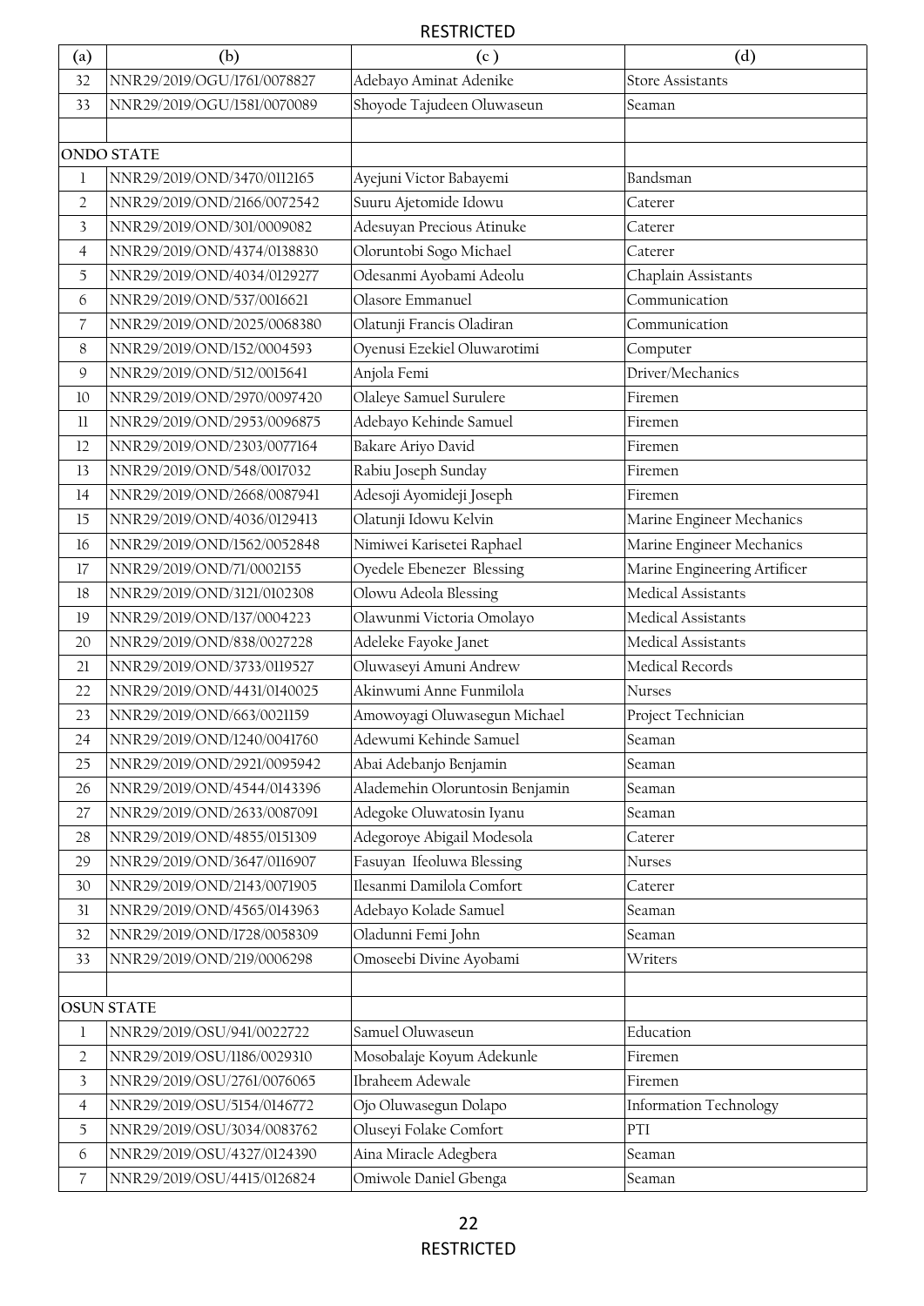| (a) | (b) | (c ) | (d) |
|---|---|---|---|
| 32 | NNR29/2019/OGU/1761/0078827 | Adebayo Aminat Adenike | Store Assistants |
| 33 | NNR29/2019/OGU/1581/0070089 | Shoyode Tajudeen Oluwaseun | Seaman |
| | | | |
| **ONDO STATE** | | | |
| 1 | NNR29/2019/OND/3470/0112165 | Ayejuni Victor Babayemi | Bandsman |
| 2 | NNR29/2019/OND/2166/0072542 | Suuru Ajetomide Idowu | Caterer |
| 3 | NNR29/2019/OND/301/0009082 | Adesuyan Precious Atinuke | Caterer |
| 4 | NNR29/2019/OND/4374/0138830 | Oloruntobi Sogo Michael | Caterer |
| 5 | NNR29/2019/OND/4034/0129277 | Odesanmi Ayobami Adeolu | Chaplain Assistants |
| 6 | NNR29/2019/OND/537/0016621 | Olasore Emmanuel | Communication |
| 7 | NNR29/2019/OND/2025/0068380 | Olatunji Francis Oladiran | Communication |
| 8 | NNR29/2019/OND/152/0004593 | Oyenusi Ezekiel Oluwarotimi | Computer |
| 9 | NNR29/2019/OND/512/0015641 | Anjola Femi | Driver/Mechanics |
| 10 | NNR29/2019/OND/2970/0097420 | Olaleye Samuel Surulere | Firemen |
| 11 | NNR29/2019/OND/2953/0096875 | Adebayo Kehinde Samuel | Firemen |
| 12 | NNR29/2019/OND/2303/0077164 | Bakare Ariyo David | Firemen |
| 13 | NNR29/2019/OND/548/0017032 | Rabiu Joseph Sunday | Firemen |
| 14 | NNR29/2019/OND/2668/0087941 | Adesoji Ayomideji Joseph | Firemen |
| 15 | NNR29/2019/OND/4036/0129413 | Olatunji Idowu Kelvin | Marine Engineer Mechanics |
| 16 | NNR29/2019/OND/1562/0052848 | Nimiwei Karisetei Raphael | Marine Engineer Mechanics |
| 17 | NNR29/2019/OND/71/0002155 | Oyedele Ebenezer Blessing | Marine Engineering Artificer |
| 18 | NNR29/2019/OND/3121/0102308 | Olowu Adeola Blessing | Medical Assistants |
| 19 | NNR29/2019/OND/137/0004223 | Olawunmi Victoria Omolayo | Medical Assistants |
| 20 | NNR29/2019/OND/838/0027228 | Adeleke Fayoke Janet | Medical Assistants |
| 21 | NNR29/2019/OND/3733/0119527 | Oluwaseyi Amuni Andrew | Medical Records |
| 22 | NNR29/2019/OND/4431/0140025 | Akinwumi Anne Funmilola | Nurses |
| 23 | NNR29/2019/OND/663/0021159 | Amowoyagi Oluwasegun Michael | Project Technician |
| 24 | NNR29/2019/OND/1240/0041760 | Adewumi Kehinde Samuel | Seaman |
| 25 | NNR29/2019/OND/2921/0095942 | Abai Adebanjo Benjamin | Seaman |
| 26 | NNR29/2019/OND/4544/0143396 | Alademehin Oloruntosin Benjamin | Seaman |
| 27 | NNR29/2019/OND/2633/0087091 | Adegoke Oluwatosin Iyanu | Seaman |
| 28 | NNR29/2019/OND/4855/0151309 | Adegoroye Abigail Modesola | Caterer |
| 29 | NNR29/2019/OND/3647/0116907 | Fasuyan Ifeoluwa Blessing | Nurses |
| 30 | NNR29/2019/OND/2143/0071905 | Ilesanmi Damilola Comfort | Caterer |
| 31 | NNR29/2019/OND/4565/0143963 | Adebayo Kolade Samuel | Seaman |
| 32 | NNR29/2019/OND/1728/0058309 | Oladunni Femi John | Seaman |
| 33 | NNR29/2019/OND/219/0006298 | Omoseebi Divine Ayobami | Writers |
| | | | |
| **OSUN STATE** | | | |
| 1 | NNR29/2019/OSU/941/0022722 | Samuel Oluwaseun | Education |
| 2 | NNR29/2019/OSU/1186/0029310 | Mosobalaje Koyum Adekunle | Firemen |
| 3 | NNR29/2019/OSU/2761/0076065 | Ibraheem Adewale | Firemen |
| 4 | NNR29/2019/OSU/5154/0146772 | Ojo Oluwasegun Dolapo | Information Technology |
| 5 | NNR29/2019/OSU/3034/0083762 | Oluseyi Folake Comfort | PTI |
| 6 | NNR29/2019/OSU/4327/0124390 | Aina Miracle Adegbera | Seaman |
| 7 | NNR29/2019/OSU/4415/0126824 | Omiwole Daniel Gbenga | Seaman |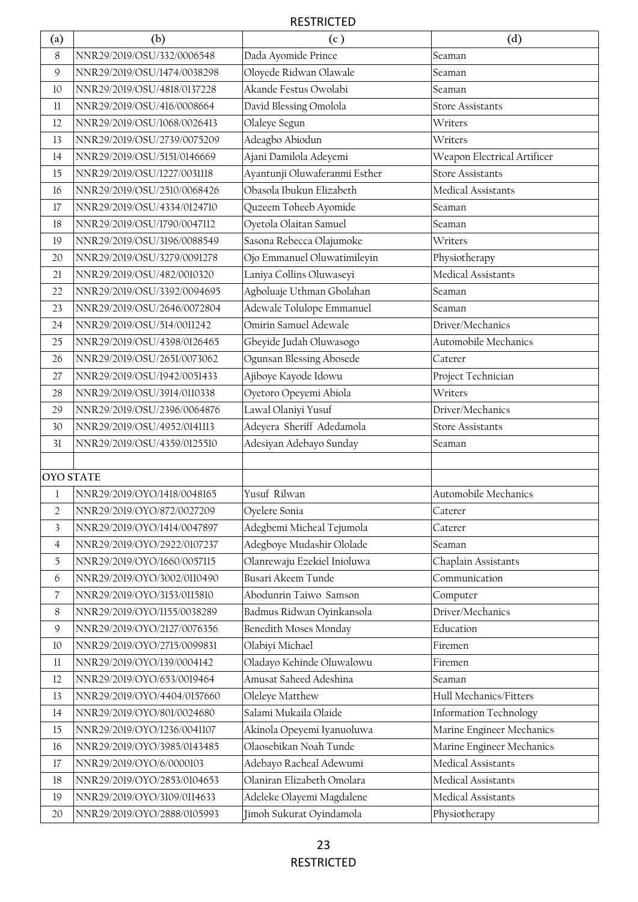| (a) | (b) | (c ) | (d) |
|---|---|---|---|
| 8 | NNR29/2019/OSU/332/0006548 | Dada Ayomide Prince | Seaman |
| 9 | NNR29/2019/OSU/1474/0038298 | Oloyede Ridwan Olawale | Seaman |
| 10 | NNR29/2019/OSU/4818/0137228 | Akande Festus Owolabi | Seaman |
| 11 | NNR29/2019/OSU/416/0008664 | David Blessing Omolola | Store Assistants |
| 12 | NNR29/2019/OSU/1068/0026413 | Olaleye Segun | Writers |
| 13 | NNR29/2019/OSU/2739/0075209 | Adeagbo Abiodun | Writers |
| 14 | NNR29/2019/OSU/5151/0146669 | Ajani Damilola Adeyemi | Weapon Electrical Artificer |
| 15 | NNR29/2019/OSU/1227/0031118 | Ayantunji Oluwaferanmi Esther | Store Assistants |
| 16 | NNR29/2019/OSU/2510/0068426 | Obasola Ibukun Elizabeth | Medical Assistants |
| 17 | NNR29/2019/OSU/4334/0124710 | Quzeem Toheeb Ayomide | Seaman |
| 18 | NNR29/2019/OSU/1790/0047112 | Oyetola Olaitan Samuel | Seaman |
| 19 | NNR29/2019/OSU/3196/0088549 | Sasona Rebecca Olajumoke | Writers |
| 20 | NNR29/2019/OSU/3279/0091278 | Ojo Emmanuel Oluwatimileyin | Physiotherapy |
| 21 | NNR29/2019/OSU/482/0010320 | Laniya Collins Oluwaseyi | Medical Assistants |
| 22 | NNR29/2019/OSU/3392/0094695 | Agboluaje Uthman Gbolahan | Seaman |
| 23 | NNR29/2019/OSU/2646/0072804 | Adewale Tolulope Emmanuel | Seaman |
| 24 | NNR29/2019/OSU/514/0011242 | Omirin Samuel Adewale | Driver/Mechanics |
| 25 | NNR29/2019/OSU/4398/0126465 | Gbeyide Judah Oluwasogo | Automobile Mechanics |
| 26 | NNR29/2019/OSU/2651/0073062 | Ogunsan Blessing Abosede | Caterer |
| 27 | NNR29/2019/OSU/1942/0051433 | Ajiboye Kayode Idowu | Project Technician |
| 28 | NNR29/2019/OSU/3914/0110338 | Oyetoro Opeyemi Abiola | Writers |
| 29 | NNR29/2019/OSU/2396/0064876 | Lawal Olaniyi Yusuf | Driver/Mechanics |
| 30 | NNR29/2019/OSU/4952/0141113 | Adeyera Sheriff Adedamola | Store Assistants |
| 31 | NNR29/2019/OSU/4359/0125510 | Adesiyan Adebayo Sunday | Seaman |
| | | | |
| **OYO STATE** | | | |
| 1 | NNR29/2019/OYO/1418/0048165 | Yusuf Rilwan | Automobile Mechanics |
| 2 | NNR29/2019/OYO/872/0027209 | Oyelere Sonia | Caterer |
| 3 | NNR29/2019/OYO/1414/0047897 | Adegbemi Micheal Tejumola | Caterer |
| 4 | NNR29/2019/OYO/2922/0107237 | Adegboye Mudashir Ololade | Seaman |
| 5 | NNR29/2019/OYO/1660/0057115 | Olanrewaju Ezekiel Inioluwa | Chaplain Assistants |
| 6 | NNR29/2019/OYO/3002/0110490 | Busari Akeem Tunde | Communication |
| 7 | NNR29/2019/OYO/3153/0115810 | Abodunrin Taiwo Samson | Computer |
| 8 | NNR29/2019/OYO/1155/0038289 | Badmus Ridwan Oyinkansola | Driver/Mechanics |
| 9 | NNR29/2019/OYO/2127/0076356 | Benedith Moses Monday | Education |
| 10 | NNR29/2019/OYO/2715/0099831 | Olabiyi Michael | Firemen |
| 11 | NNR29/2019/OYO/139/0004142 | Oladayo Kehinde Oluwalowu | Firemen |
| 12 | NNR29/2019/OYO/653/0019464 | Amusat Saheed Adeshina | Seaman |
| 13 | NNR29/2019/OYO/4404/0157660 | Oleleye Matthew | Hull Mechanics/Fitters |
| 14 | NNR29/2019/OYO/801/0024680 | Salami Mukaila Olaide | Information Technology |
| 15 | NNR29/2019/OYO/1236/0041107 | Akinola Opeyemi Iyanuoluwa | Marine Engineer Mechanics |
| 16 | NNR29/2019/OYO/3985/0143485 | Olaosebikan Noah Tunde | Marine Engineer Mechanics |
| 17 | NNR29/2019/OYO/6/0000103 | Adebayo Racheal Adewumi | Medical Assistants |
| 18 | NNR29/2019/OYO/2853/0104653 | Olaniran Elizabeth Omolara | Medical Assistants |
| 19 | NNR29/2019/OYO/3109/0114633 | Adeleke Olayemi Magdalene | Medical Assistants |
| 20 | NNR29/2019/OYO/2888/0105993 | Jimoh Sukurat Oyindamola | Physiotherapy |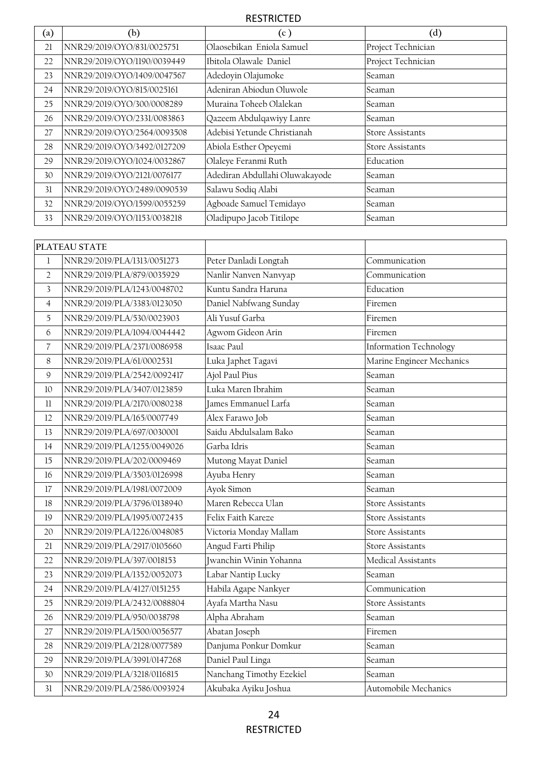| (a) | (b) | (c ) | (d) |
| --- | --- | --- | --- |
| 21 | NNR29/2019/OYO/831/0025751 | Olaosebikan Eniola Samuel | Project Technician |
| 22 | NNR29/2019/OYO/1190/0039449 | Ibitola Olawale Daniel | Project Technician |
| 23 | NNR29/2019/OYO/1409/0047567 | Adedoyin Olajumoke | Seaman |
| 24 | NNR29/2019/OYO/815/0025161 | Adeniran Abiodun Oluwole | Seaman |
| 25 | NNR29/2019/OYO/300/0008289 | Muraina Toheeb Olalekan | Seaman |
| 26 | NNR29/2019/OYO/2331/0083863 | Qazeem Abdulqawiyy Lanre | Seaman |
| 27 | NNR29/2019/OYO/2564/0093508 | Adebisi Yetunde Christianah | Store Assistants |
| 28 | NNR29/2019/OYO/3492/0127209 | Abiola Esther Opeyemi | Store Assistants |
| 29 | NNR29/2019/OYO/1024/0032867 | Olaleye Feranmi Ruth | Education |
| 30 | NNR29/2019/OYO/2121/0076177 | Adediran Abdullahi Oluwakayode | Seaman |
| 31 | NNR29/2019/OYO/2489/0090539 | Salawu Sodiq Alabi | Seaman |
| 32 | NNR29/2019/OYO/1599/0055259 | Agboade Samuel Temidayo | Seaman |
| 33 | NNR29/2019/OYO/1153/0038218 | Oladipupo Jacob Titilope | Seaman |

| PLATEAU STATE | | | |
| --- | --- | --- | --- |
| 1 | NNR29/2019/PLA/1313/0051273 | Peter Danladi Longtah | Communication |
| 2 | NNR29/2019/PLA/879/0035929 | Nanlir Nanven Nanvyap | Communication |
| 3 | NNR29/2019/PLA/1243/0048702 | Kuntu Sandra Haruna | Education |
| 4 | NNR29/2019/PLA/3383/0123050 | Daniel Nabfwang Sunday | Firemen |
| 5 | NNR29/2019/PLA/530/0023903 | Ali Yusuf Garba | Firemen |
| 6 | NNR29/2019/PLA/1094/0044442 | Agwom Gideon Arin | Firemen |
| 7 | NNR29/2019/PLA/2371/0086958 | Isaac Paul | Information Technology |
| 8 | NNR29/2019/PLA/61/0002531 | Luka Japhet Tagavi | Marine Engineer Mechanics |
| 9 | NNR29/2019/PLA/2542/0092417 | Ajol Paul Pius | Seaman |
| 10 | NNR29/2019/PLA/3407/0123859 | Luka Maren Ibrahim | Seaman |
| 11 | NNR29/2019/PLA/2170/0080238 | James Emmanuel Larfa | Seaman |
| 12 | NNR29/2019/PLA/165/0007749 | Alex Farawo Job | Seaman |
| 13 | NNR29/2019/PLA/697/0030001 | Saidu Abdulsalam Bako | Seaman |
| 14 | NNR29/2019/PLA/1255/0049026 | Garba Idris | Seaman |
| 15 | NNR29/2019/PLA/202/0009469 | Mutong Mayat Daniel | Seaman |
| 16 | NNR29/2019/PLA/3503/0126998 | Ayuba Henry | Seaman |
| 17 | NNR29/2019/PLA/1981/0072009 | Ayok Simon | Seaman |
| 18 | NNR29/2019/PLA/3796/0138940 | Maren Rebecca Ulan | Store Assistants |
| 19 | NNR29/2019/PLA/1995/0072435 | Felix Faith Kareze | Store Assistants |
| 20 | NNR29/2019/PLA/1226/0048085 | Victoria Monday Mallam | Store Assistants |
| 21 | NNR29/2019/PLA/2917/0105660 | Angud Farti Philip | Store Assistants |
| 22 | NNR29/2019/PLA/397/0018153 | Jwanchin Winin Yohanna | Medical Assistants |
| 23 | NNR29/2019/PLA/1352/0052073 | Labar Nantip Lucky | Seaman |
| 24 | NNR29/2019/PLA/4127/0151255 | Habila Agape Nankyer | Communication |
| 25 | NNR29/2019/PLA/2432/0088804 | Ayafa Martha Nasu | Store Assistants |
| 26 | NNR29/2019/PLA/950/0038798 | Alpha Abraham | Seaman |
| 27 | NNR29/2019/PLA/1500/0056577 | Abatan Joseph | Firemen |
| 28 | NNR29/2019/PLA/2128/0077589 | Danjuma Ponkur Domkur | Seaman |
| 29 | NNR29/2019/PLA/3991/0147268 | Daniel Paul Linga | Seaman |
| 30 | NNR29/2019/PLA/3218/0116815 | Nanchang Timothy Ezekiel | Seaman |
| 31 | NNR29/2019/PLA/2586/0093924 | Akubaka Ayiku Joshua | Automobile Mechanics |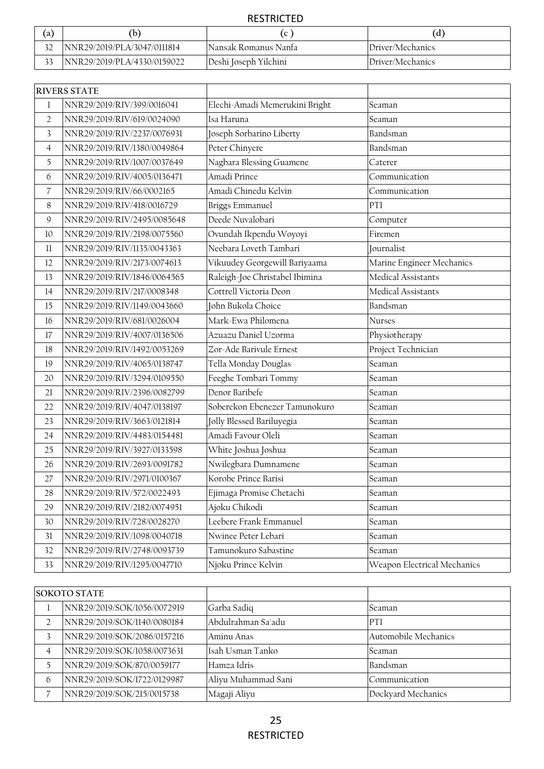RESTRICTED

| (a) | (b) | (c ) | (d) |
|---|---|---|---|
| 32 | NNR29/2019/PLA/3047/0111814 | Nansak Romanus Nanfa | Driver/Mechanics |
| 33 | NNR29/2019/PLA/4330/0159022 | Deshi Joseph Yilchini | Driver/Mechanics |

| RIVERS STATE | | | |
|---|---|---|---|
| 1 | NNR29/2019/RIV/399/0016041 | Elechi-Amadi Memerukini Bright | Seaman |
| 2 | NNR29/2019/RIV/619/0024090 | Isa Haruna | Seaman |
| 3 | NNR29/2019/RIV/2237/0076931 | Joseph Sorbarino Liberty | Bandsman |
| 4 | NNR29/2019/RIV/1380/0049864 | Peter Chinyere | Bandsman |
| 5 | NNR29/2019/RIV/1007/0037649 | Nagbara Blessing Guamene | Caterer |
| 6 | NNR29/2019/RIV/4005/0136471 | Amadi Prince | Communication |
| 7 | NNR29/2019/RIV/66/0002165 | Amadi Chinedu Kelvin | Communication |
| 8 | NNR29/2019/RIV/418/0016729 | Briggs Emmanuel | PTI |
| 9 | NNR29/2019/RIV/2495/0085648 | Deede Nuvalobari | Computer |
| 10 | NNR29/2019/RIV/2198/0075560 | Ovundah Ikpendu Woyoyi | Firemen |
| 11 | NNR29/2019/RIV/1135/0043363 | Neebara Loveth Tambari | Journalist |
| 12 | NNR29/2019/RIV/2173/0074613 | Vikuudey Georgewill Bariyaama | Marine Engineer Mechanics |
| 13 | NNR29/2019/RIV/1846/0064565 | Raleigh-Joe Christabel Ibimina | Medical Assistants |
| 14 | NNR29/2019/RIV/217/0008348 | Cottrell Victoria Deon | Medical Assistants |
| 15 | NNR29/2019/RIV/1149/0043660 | John Bukola Choice | Bandsman |
| 16 | NNR29/2019/RIV/681/0026004 | Mark-Ewa Philomena | Nurses |
| 17 | NNR29/2019/RIV/4007/0136506 | Azuazu Daniel Uzorma | Physiotherapy |
| 18 | NNR29/2019/RIV/1492/0053269 | Zor-Ade Barivule Ernest | Project Technician |
| 19 | NNR29/2019/RIV/4065/0138747 | Tella Monday Douglas | Seaman |
| 20 | NNR29/2019/RIV/3294/0109550 | Feeghe Tombari Tommy | Seaman |
| 21 | NNR29/2019/RIV/2396/0082799 | Denor Baribefe | Seaman |
| 22 | NNR29/2019/RIV/4047/0138197 | Soberekon Ebenezer Tamunokuro | Seaman |
| 23 | NNR29/2019/RIV/3663/0121814 | Jolly Blessed Bariluyegia | Seaman |
| 24 | NNR29/2019/RIV/4483/0154481 | Amadi Favour Oleli | Seaman |
| 25 | NNR29/2019/RIV/3927/0133598 | White Joshua Joshua | Seaman |
| 26 | NNR29/2019/RIV/2693/0091782 | Nwilegbara Dumnamene | Seaman |
| 27 | NNR29/2019/RIV/2971/0100367 | Korobe Prince Barisi | Seaman |
| 28 | NNR29/2019/RIV/572/0022493 | Ejimaga Promise Chetachi | Seaman |
| 29 | NNR29/2019/RIV/2182/0074951 | Ajoku Chikodi | Seaman |
| 30 | NNR29/2019/RIV/728/0028270 | Leebere Frank Emmanuel | Seaman |
| 31 | NNR29/2019/RIV/1098/0040718 | Nwinee Peter Lebari | Seaman |
| 32 | NNR29/2019/RIV/2748/0093739 | Tamunokuro Sabastine | Seaman |
| 33 | NNR29/2019/RIV/1295/0047710 | Njoku Prince Kelvin | Weapon Electrical Mechanics |

| SOKOTO STATE | | | |
|---|---|---|---|
| 1 | NNR29/2019/SOK/1056/0072919 | Garba Sadiq | Seaman |
| 2 | NNR29/2019/SOK/1140/0080184 | Abdulrahman Sa'adu | PTI |
| 3 | NNR29/2019/SOK/2086/0157216 | Aminu Anas | Automobile Mechanics |
| 4 | NNR29/2019/SOK/1058/0073631 | Isah Usman Tanko | Seaman |
| 5 | NNR29/2019/SOK/870/0059177 | Hamza Idris | Bandsman |
| 6 | NNR29/2019/SOK/1722/0129987 | Aliyu Muhammad Sani | Communication |
| 7 | NNR29/2019/SOK/215/0015738 | Magaji Aliyu | Dockyard Mechanics |

RESTRICTED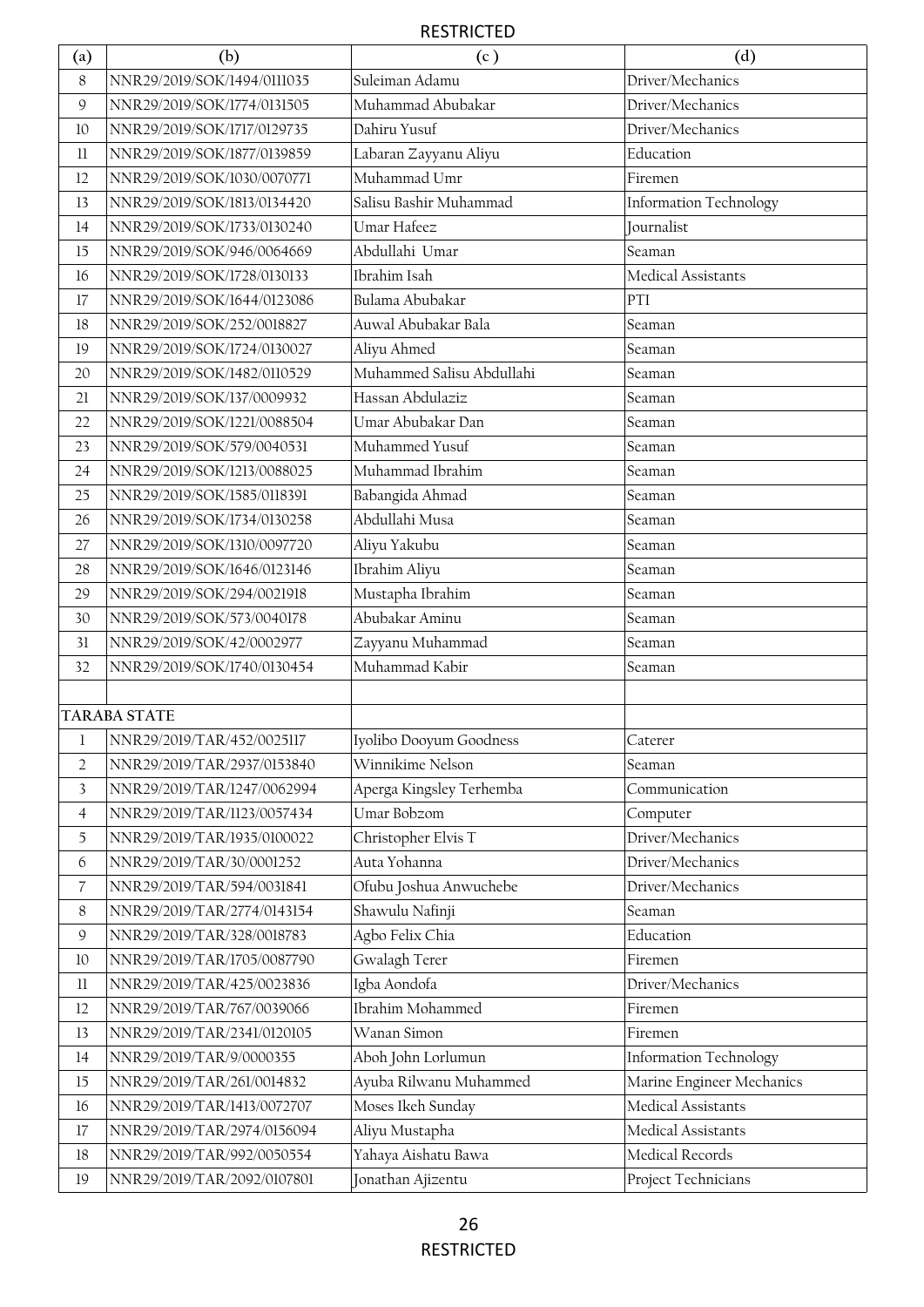| (a) | (b) | (c ) | (d) |
|---|---|---|---|
| 8 | NNR29/2019/SOK/1494/0111035 | Suleiman Adamu | Driver/Mechanics |
| 9 | NNR29/2019/SOK/1774/0131505 | Muhammad Abubakar | Driver/Mechanics |
| 10 | NNR29/2019/SOK/1717/0129735 | Dahiru Yusuf | Driver/Mechanics |
| 11 | NNR29/2019/SOK/1877/0139859 | Labaran Zayyanu Aliyu | Education |
| 12 | NNR29/2019/SOK/1030/0070771 | Muhammad Umr | Firemen |
| 13 | NNR29/2019/SOK/1813/0134420 | Salisu Bashir Muhammad | Information Technology |
| 14 | NNR29/2019/SOK/1733/0130240 | Umar Hafeez | Journalist |
| 15 | NNR29/2019/SOK/946/0064669 | Abdullahi Umar | Seaman |
| 16 | NNR29/2019/SOK/1728/0130133 | Ibrahim Isah | Medical Assistants |
| 17 | NNR29/2019/SOK/1644/0123086 | Bulama Abubakar | PTI |
| 18 | NNR29/2019/SOK/252/0018827 | Auwal Abubakar Bala | Seaman |
| 19 | NNR29/2019/SOK/1724/0130027 | Aliyu Ahmed | Seaman |
| 20 | NNR29/2019/SOK/1482/0110529 | Muhammed Salisu Abdullahi | Seaman |
| 21 | NNR29/2019/SOK/137/0009932 | Hassan Abdulaziz | Seaman |
| 22 | NNR29/2019/SOK/1221/0088504 | Umar Abubakar Dan | Seaman |
| 23 | NNR29/2019/SOK/579/0040531 | Muhammed Yusuf | Seaman |
| 24 | NNR29/2019/SOK/1213/0088025 | Muhammad Ibrahim | Seaman |
| 25 | NNR29/2019/SOK/1585/0118391 | Babangida Ahmad | Seaman |
| 26 | NNR29/2019/SOK/1734/0130258 | Abdullahi Musa | Seaman |
| 27 | NNR29/2019/SOK/1310/0097720 | Aliyu Yakubu | Seaman |
| 28 | NNR29/2019/SOK/1646/0123146 | Ibrahim Aliyu | Seaman |
| 29 | NNR29/2019/SOK/294/0021918 | Mustapha Ibrahim | Seaman |
| 30 | NNR29/2019/SOK/573/0040178 | Abubakar Aminu | Seaman |
| 31 | NNR29/2019/SOK/42/0002977 | Zayyanu Muhammad | Seaman |
| 32 | NNR29/2019/SOK/1740/0130454 | Muhammad Kabir | Seaman |
| | | | |
| **TARABA STATE** | | | |
| 1 | NNR29/2019/TAR/452/0025117 | Iyolibo Dooyum Goodness | Caterer |
| 2 | NNR29/2019/TAR/2937/0153840 | Winnikime Nelson | Seaman |
| 3 | NNR29/2019/TAR/1247/0062994 | Aperga Kingsley Terhemba | Communication |
| 4 | NNR29/2019/TAR/1123/0057434 | Umar Bobzom | Computer |
| 5 | NNR29/2019/TAR/1935/0100022 | Christopher Elvis T | Driver/Mechanics |
| 6 | NNR29/2019/TAR/30/0001252 | Auta Yohanna | Driver/Mechanics |
| 7 | NNR29/2019/TAR/594/0031841 | Ofubu Joshua Anwuchebe | Driver/Mechanics |
| 8 | NNR29/2019/TAR/2774/0143154 | Shawulu Nafinji | Seaman |
| 9 | NNR29/2019/TAR/328/0018783 | Agbo Felix Chia | Education |
| 10 | NNR29/2019/TAR/1705/0087790 | Gwalagh Terer | Firemen |
| 11 | NNR29/2019/TAR/425/0023836 | Igba Aondofa | Driver/Mechanics |
| 12 | NNR29/2019/TAR/767/0039066 | Ibrahim Mohammed | Firemen |
| 13 | NNR29/2019/TAR/2341/0120105 | Wanan Simon | Firemen |
| 14 | NNR29/2019/TAR/9/0000355 | Aboh John Lorlumun | Information Technology |
| 15 | NNR29/2019/TAR/261/0014832 | Ayuba Rilwanu Muhammed | Marine Engineer Mechanics |
| 16 | NNR29/2019/TAR/1413/0072707 | Moses Ikeh Sunday | Medical Assistants |
| 17 | NNR29/2019/TAR/2974/0156094 | Aliyu Mustapha | Medical Assistants |
| 18 | NNR29/2019/TAR/992/0050554 | Yahaya Aishatu Bawa | Medical Records |
| 19 | NNR29/2019/TAR/2092/0107801 | Jonathan Ajizentu | Project Technicians |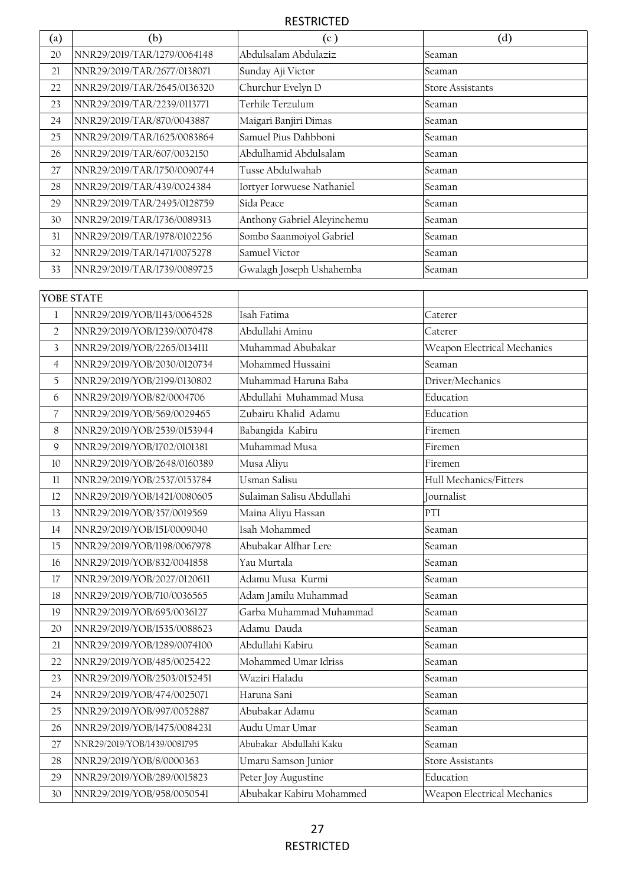| (a) | (b) | (c ) | (d) |
|---|---|---|---|
| 20 | NNR29/2019/TAR/1279/0064148 | Abdulsalam Abdulaziz | Seaman |
| 21 | NNR29/2019/TAR/2677/0138071 | Sunday Aji Victor | Seaman |
| 22 | NNR29/2019/TAR/2645/0136320 | Churchur Evelyn D | Store Assistants |
| 23 | NNR29/2019/TAR/2239/0113771 | Terhile Terzulum | Seaman |
| 24 | NNR29/2019/TAR/870/0043887 | Maigari Banjiri Dimas | Seaman |
| 25 | NNR29/2019/TAR/1625/0083864 | Samuel Pius Dahbboni | Seaman |
| 26 | NNR29/2019/TAR/607/0032150 | Abdulhamid Abdulsalam | Seaman |
| 27 | NNR29/2019/TAR/1750/0090744 | Tusse Abdulwahab | Seaman |
| 28 | NNR29/2019/TAR/439/0024384 | Iortyer Iorwuese Nathaniel | Seaman |
| 29 | NNR29/2019/TAR/2495/0128759 | Sida Peace | Seaman |
| 30 | NNR29/2019/TAR/1736/0089313 | Anthony Gabriel Aleyinchemu | Seaman |
| 31 | NNR29/2019/TAR/1978/0102256 | Sombo Saanmoiyol Gabriel | Seaman |
| 32 | NNR29/2019/TAR/1471/0075278 | Samuel Victor | Seaman |
| 33 | NNR29/2019/TAR/1739/0089725 | Gwalagh Joseph Ushahemba | Seaman |

| YOBE STATE | | | |
|---|---|---|---|
| 1 | NNR29/2019/YOB/1143/0064528 | Isah Fatima | Caterer |
| 2 | NNR29/2019/YOB/1239/0070478 | Abdullahi Aminu | Caterer |
| 3 | NNR29/2019/YOB/2265/0134111 | Muhammad Abubakar | Weapon Electrical Mechanics |
| 4 | NNR29/2019/YOB/2030/0120734 | Mohammed Hussaini | Seaman |
| 5 | NNR29/2019/YOB/2199/0130802 | Muhammad Haruna Baba | Driver/Mechanics |
| 6 | NNR29/2019/YOB/82/0004706 | Abdullahi Muhammad Musa | Education |
| 7 | NNR29/2019/YOB/569/0029465 | Zubairu Khalid Adamu | Education |
| 8 | NNR29/2019/YOB/2539/0153944 | Babangida Kabiru | Firemen |
| 9 | NNR29/2019/YOB/1702/0101381 | Muhammad Musa | Firemen |
| 10 | NNR29/2019/YOB/2648/0160389 | Musa Aliyu | Firemen |
| 11 | NNR29/2019/YOB/2537/0153784 | Usman Salisu | Hull Mechanics/Fitters |
| 12 | NNR29/2019/YOB/1421/0080605 | Sulaiman Salisu Abdullahi | Journalist |
| 13 | NNR29/2019/YOB/357/0019569 | Maina Aliyu Hassan | PTI |
| 14 | NNR29/2019/YOB/151/0009040 | Isah Mohammed | Seaman |
| 15 | NNR29/2019/YOB/1198/0067978 | Abubakar Alfhar Lere | Seaman |
| 16 | NNR29/2019/YOB/832/0041858 | Yau Murtala | Seaman |
| 17 | NNR29/2019/YOB/2027/0120611 | Adamu Musa Kurmi | Seaman |
| 18 | NNR29/2019/YOB/710/0036565 | Adam Jamilu Muhammad | Seaman |
| 19 | NNR29/2019/YOB/695/0036127 | Garba Muhammad Muhammad | Seaman |
| 20 | NNR29/2019/YOB/1535/0088623 | Adamu Dauda | Seaman |
| 21 | NNR29/2019/YOB/1289/0074100 | Abdullahi Kabiru | Seaman |
| 22 | NNR29/2019/YOB/485/0025422 | Mohammed Umar Idriss | Seaman |
| 23 | NNR29/2019/YOB/2503/0152451 | Waziri Haladu | Seaman |
| 24 | NNR29/2019/YOB/474/0025071 | Haruna Sani | Seaman |
| 25 | NNR29/2019/YOB/997/0052887 | Abubakar Adamu | Seaman |
| 26 | NNR29/2019/YOB/1475/0084231 | Audu Umar Umar | Seaman |
| 27 | NNR29/2019/YOB/1439/0081795 | Abubakar Abdullahi Kaku | Seaman |
| 28 | NNR29/2019/YOB/8/0000363 | Umaru Samson Junior | Store Assistants |
| 29 | NNR29/2019/YOB/289/0015823 | Peter Joy Augustine | Education |
| 30 | NNR29/2019/YOB/958/0050541 | Abubakar Kabiru Mohammed | Weapon Electrical Mechanics |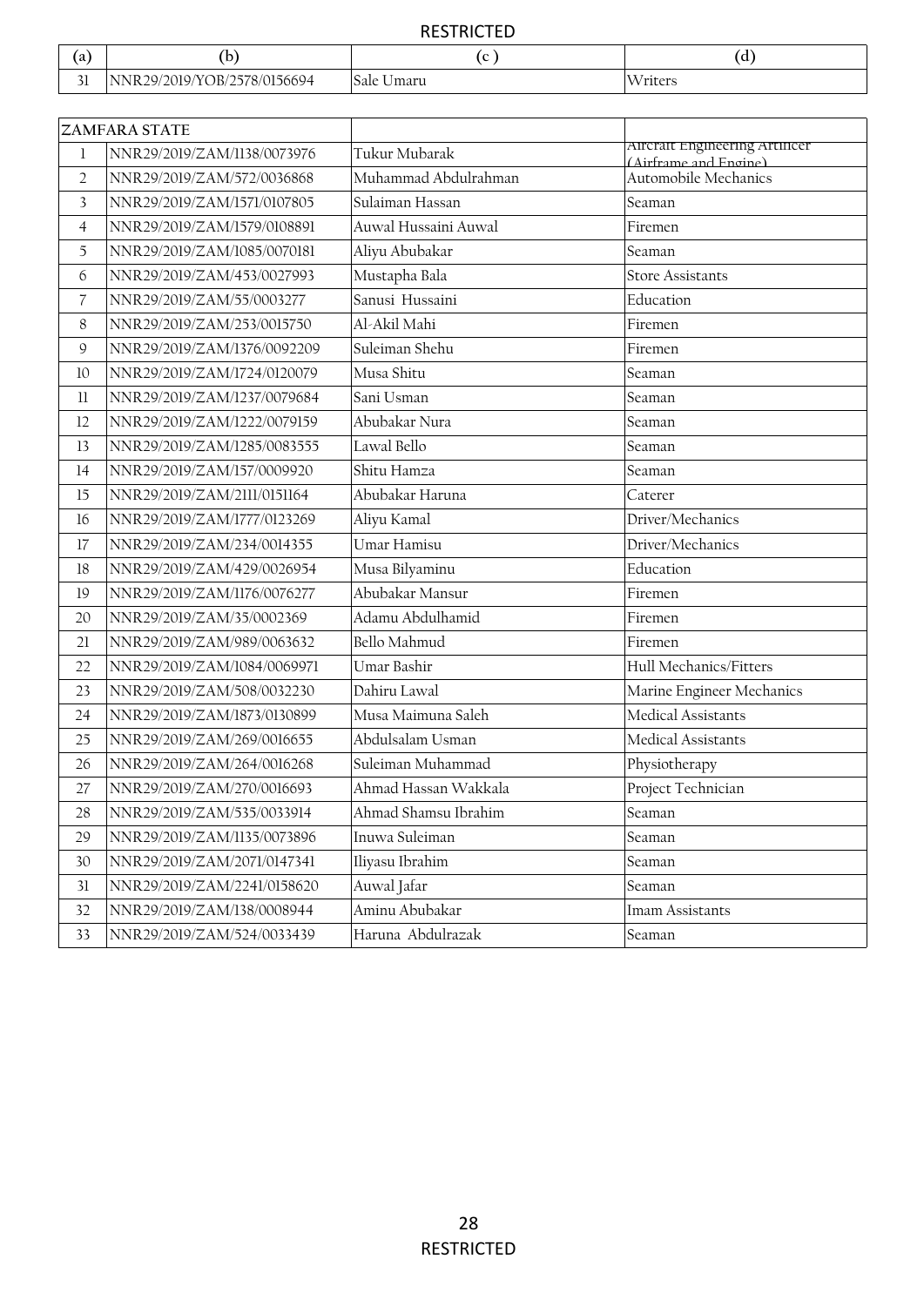| (a) | (b) | (c ) | (d) |
|---|---|---|---|
| 31 | NNR29/2019/YOB/2578/0156694 | Sale Umaru | Writers |

| ZAMFARA STATE | | | |
|---|---|---|---|
| 1 | NNR29/2019/ZAM/1138/0073976 | Tukur Mubarak | Aircraft Engineering Artificer (Airframe and Engine) |
| 2 | NNR29/2019/ZAM/572/0036868 | Muhammad Abdulrahman | Automobile Mechanics |
| 3 | NNR29/2019/ZAM/1571/0107805 | Sulaiman Hassan | Seaman |
| 4 | NNR29/2019/ZAM/1579/0108891 | Auwal Hussaini Auwal | Firemen |
| 5 | NNR29/2019/ZAM/1085/0070181 | Aliyu Abubakar | Seaman |
| 6 | NNR29/2019/ZAM/453/0027993 | Mustapha Bala | Store Assistants |
| 7 | NNR29/2019/ZAM/55/0003277 | Sanusi Hussaini | Education |
| 8 | NNR29/2019/ZAM/253/0015750 | Al-Akil Mahi | Firemen |
| 9 | NNR29/2019/ZAM/1376/0092209 | Suleiman Shehu | Firemen |
| 10 | NNR29/2019/ZAM/1724/0120079 | Musa Shitu | Seaman |
| 11 | NNR29/2019/ZAM/1237/0079684 | Sani Usman | Seaman |
| 12 | NNR29/2019/ZAM/1222/0079159 | Abubakar Nura | Seaman |
| 13 | NNR29/2019/ZAM/1285/0083555 | Lawal Bello | Seaman |
| 14 | NNR29/2019/ZAM/157/0009920 | Shitu Hamza | Seaman |
| 15 | NNR29/2019/ZAM/2111/0151164 | Abubakar Haruna | Caterer |
| 16 | NNR29/2019/ZAM/1777/0123269 | Aliyu Kamal | Driver/Mechanics |
| 17 | NNR29/2019/ZAM/234/0014355 | Umar Hamisu | Driver/Mechanics |
| 18 | NNR29/2019/ZAM/429/0026954 | Musa Bilyaminu | Education |
| 19 | NNR29/2019/ZAM/1176/0076277 | Abubakar Mansur | Firemen |
| 20 | NNR29/2019/ZAM/35/0002369 | Adamu Abdulhamid | Firemen |
| 21 | NNR29/2019/ZAM/989/0063632 | Bello Mahmud | Firemen |
| 22 | NNR29/2019/ZAM/1084/0069971 | Umar Bashir | Hull Mechanics/Fitters |
| 23 | NNR29/2019/ZAM/508/0032230 | Dahiru Lawal | Marine Engineer Mechanics |
| 24 | NNR29/2019/ZAM/1873/0130899 | Musa Maimuna Saleh | Medical Assistants |
| 25 | NNR29/2019/ZAM/269/0016655 | Abdulsalam Usman | Medical Assistants |
| 26 | NNR29/2019/ZAM/264/0016268 | Suleiman Muhammad | Physiotherapy |
| 27 | NNR29/2019/ZAM/270/0016693 | Ahmad Hassan Wakkala | Project Technician |
| 28 | NNR29/2019/ZAM/535/0033914 | Ahmad Shamsu Ibrahim | Seaman |
| 29 | NNR29/2019/ZAM/1135/0073896 | Inuwa Suleiman | Seaman |
| 30 | NNR29/2019/ZAM/2071/0147341 | Iliyasu Ibrahim | Seaman |
| 31 | NNR29/2019/ZAM/2241/0158620 | Auwal Jafar | Seaman |
| 32 | NNR29/2019/ZAM/138/0008944 | Aminu Abubakar | Imam Assistants |
| 33 | NNR29/2019/ZAM/524/0033439 | Haruna Abdulrazak | Seaman |